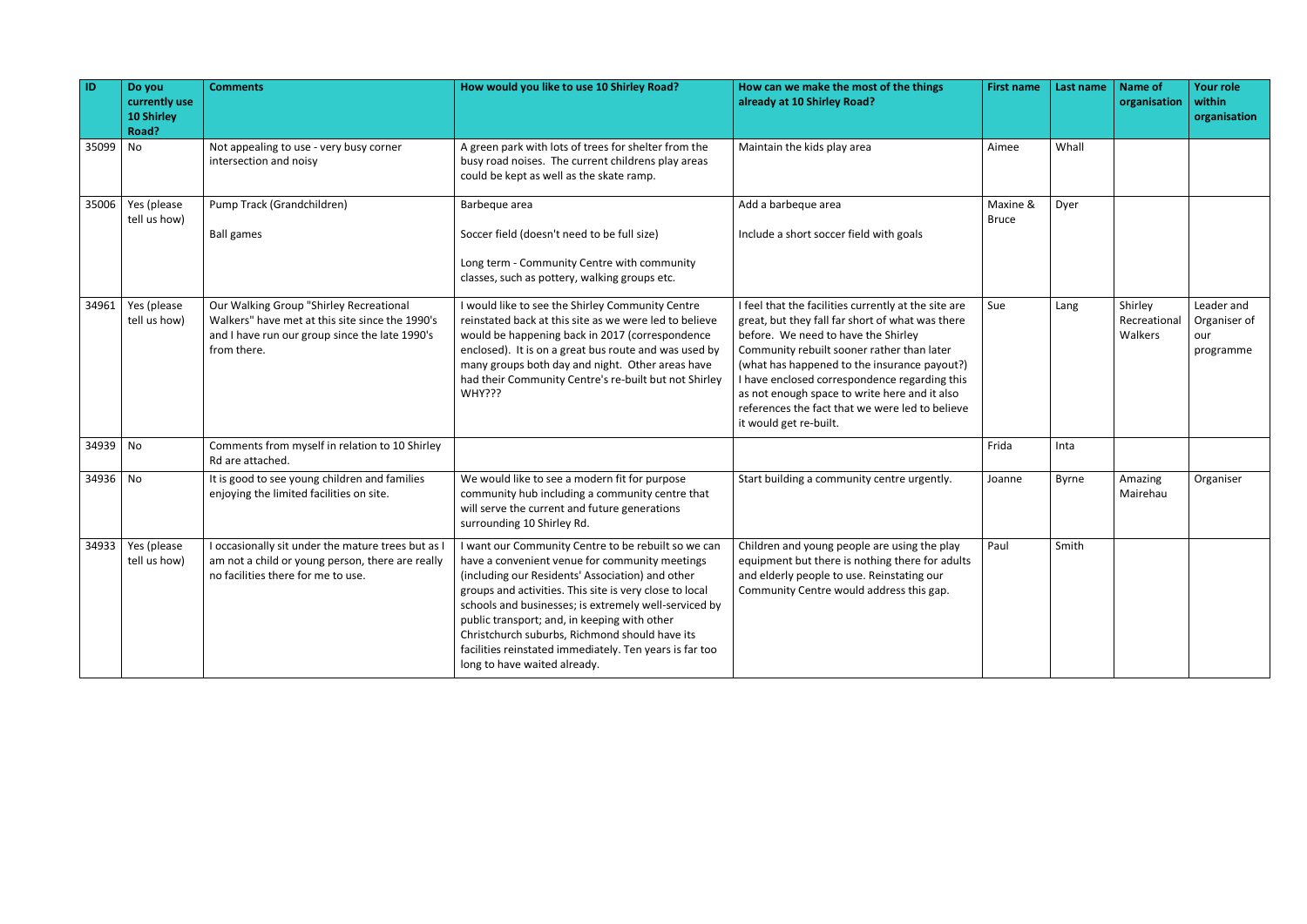| ID | Do you currently use 10 Shirley Road? | Comments | How would you like to use 10 Shirley Road? | How can we make the most of the things already at 10 Shirley Road? | First name | Last name | Name of organisation | Your role within organisation |
|---|---|---|---|---|---|---|---|---|
| 35099 | No | Not appealing to use - very busy corner intersection and noisy | A green park with lots of trees for shelter from the busy road noises. The current childrens play areas could be kept as well as the skate ramp. | Maintain the kids play area | Aimee | Whall | | |
| 35006 | Yes (please tell us how) | Pump Track (Grandchildren)<br><br>Ball games | Barbeque area<br><br>Soccer field (doesn't need to be full size)<br><br>Long term - Community Centre with community classes, such as pottery, walking groups etc. | Add a barbeque area<br><br>Include a short soccer field with goals | Maxine & Bruce | Dyer | | |
| 34961 | Yes (please tell us how) | Our Walking Group "Shirley Recreational Walkers" have met at this site since the 1990's and I have run our group since the late 1990's from there. | I would like to see the Shirley Community Centre reinstated back at this site as we were led to believe would be happening back in 2017 (correspondence enclosed). It is on a great bus route and was used by many groups both day and night. Other areas have had their Community Centre's re-built but not Shirley WHY??? | I feel that the facilities currently at the site are great, but they fall far short of what was there before. We need to have the Shirley Community rebuilt sooner rather than later (what has happened to the insurance payout?) I have enclosed correspondence regarding this as not enough space to write here and it also references the fact that we were led to believe it would get re-built. | Sue | Lang | Shirley Recreational Walkers | Leader and Organiser of our programme |
| 34939 | No | Comments from myself in relation to 10 Shirley Rd are attached. | | | Frida | Inta | | |
| 34936 | No | It is good to see young children and families enjoying the limited facilities on site. | We would like to see a modern fit for purpose community hub including a community centre that will serve the current and future generations surrounding 10 Shirley Rd. | Start building a community centre urgently. | Joanne | Byrne | Amazing Mairehau | Organiser |
| 34933 | Yes (please tell us how) | I occasionally sit under the mature trees but as I am not a child or young person, there are really no facilities there for me to use. | I want our Community Centre to be rebuilt so we can have a convenient venue for community meetings (including our Residents' Association) and other groups and activities. This site is very close to local schools and businesses; is extremely well-serviced by public transport; and, in keeping with other Christchurch suburbs, Richmond should have its facilities reinstated immediately. Ten years is far too long to have waited already. | Children and young people are using the play equipment but there is nothing there for adults and elderly people to use. Reinstating our Community Centre would address this gap. | Paul | Smith | | |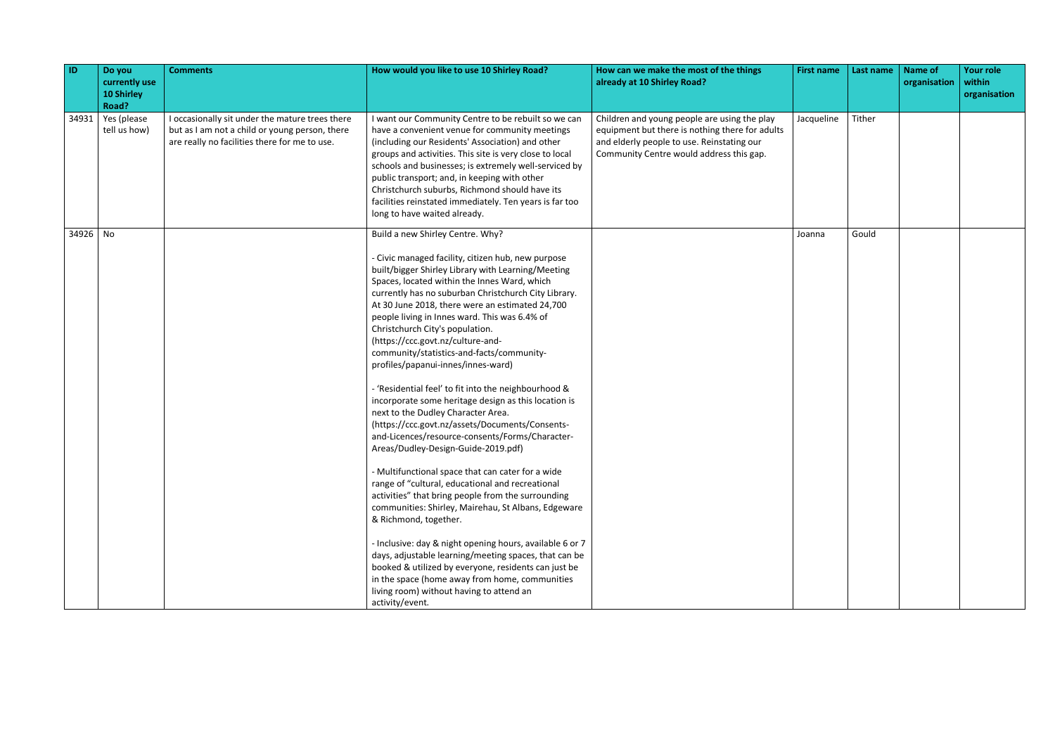| ID | Do you currently use 10 Shirley Road? | Comments | How would you like to use 10 Shirley Road? | How can we make the most of the things already at 10 Shirley Road? | First name | Last name | Name of organisation | Your role within organisation |
|---|---|---|---|---|---|---|---|---|
| 34931 | Yes (please tell us how) | I occasionally sit under the mature trees there but as I am not a child or young person, there are really no facilities there for me to use. | I want our Community Centre to be rebuilt so we can have a convenient venue for community meetings (including our Residents' Association) and other groups and activities. This site is very close to local schools and businesses; is extremely well-serviced by public transport; and, in keeping with other Christchurch suburbs, Richmond should have its facilities reinstated immediately. Ten years is far too long to have waited already. | Children and young people are using the play equipment but there is nothing there for adults and elderly people to use. Reinstating our Community Centre would address this gap. | Jacqueline | Tither | | |
| 34926 | No | | Build a new Shirley Centre. Why?<br><br>- Civic managed facility, citizen hub, new purpose built/bigger Shirley Library with Learning/Meeting Spaces, located within the Innes Ward, which currently has no suburban Christchurch City Library. At 30 June 2018, there were an estimated 24,700 people living in Innes ward. This was 6.4% of Christchurch City's population. (https://ccc.govt.nz/culture-and-community/statistics-and-facts/community-profiles/papanui-innes/innes-ward)<br><br>- 'Residential feel' to fit into the neighbourhood & incorporate some heritage design as this location is next to the Dudley Character Area. (https://ccc.govt.nz/assets/Documents/Consents-and-Licences/resource-consents/Forms/Character-Areas/Dudley-Design-Guide-2019.pdf)<br><br>- Multifunctional space that can cater for a wide range of "cultural, educational and recreational activities" that bring people from the surrounding communities: Shirley, Mairehau, St Albans, Edgeware & Richmond, together.<br><br>- Inclusive: day & night opening hours, available 6 or 7 days, adjustable learning/meeting spaces, that can be booked & utilized by everyone, residents can just be in the space (home away from home, communities living room) without having to attend an activity/event. | | Joanna | Gould | | |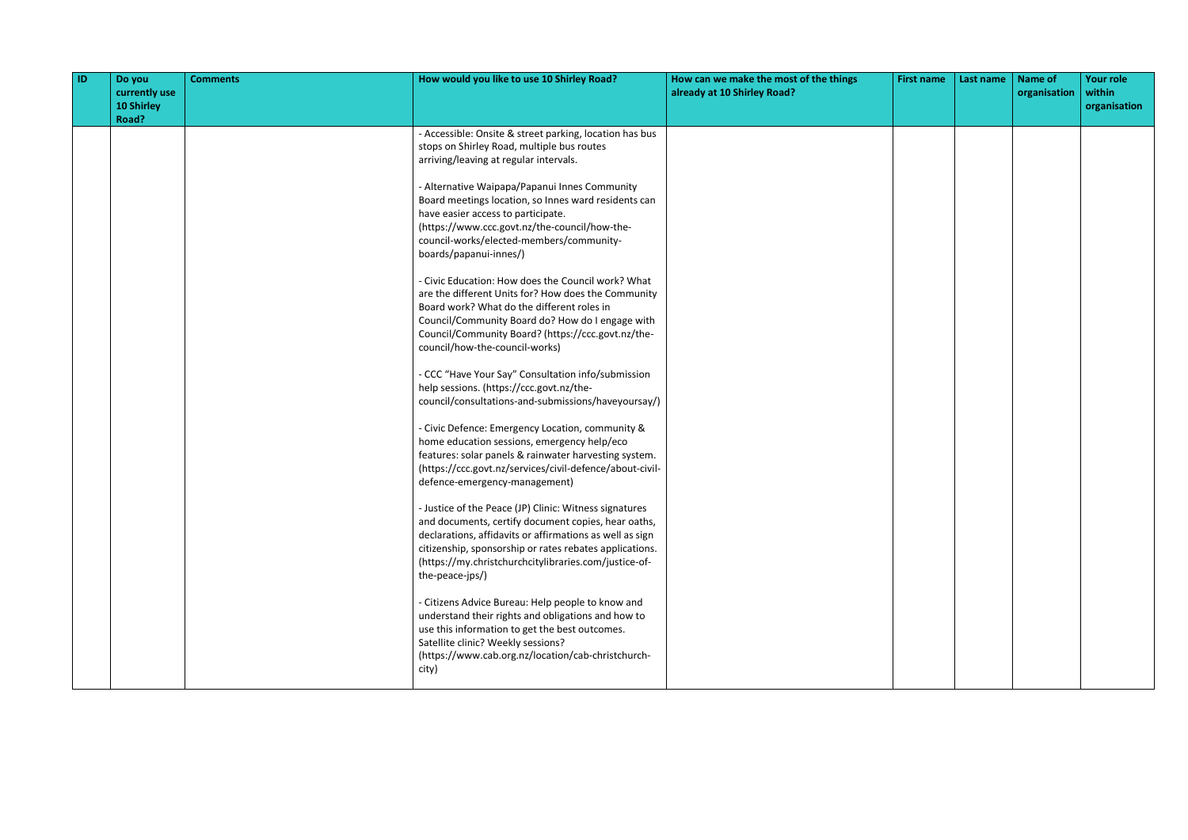| ID | Do you currently use 10 Shirley Road? | Comments | How would you like to use 10 Shirley Road? | How can we make the most of the things already at 10 Shirley Road? | First name | Last name | Name of organisation | Your role within organisation |
|---|---|---|---|---|---|---|---|---|
| | | | - Accessible: Onsite & street parking, location has bus stops on Shirley Road, multiple bus routes arriving/leaving at regular intervals.<br><br>- Alternative Waipapa/Papanui Innes Community Board meetings location, so Innes ward residents can have easier access to participate. (https://www.ccc.govt.nz/the-council/how-the-council-works/elected-members/community-boards/papanui-innes/)<br><br>- Civic Education: How does the Council work? What are the different Units for? How does the Community Board work? What do the different roles in Council/Community Board do? How do I engage with Council/Community Board? (https://ccc.govt.nz/the-council/how-the-council-works)<br><br>- CCC "Have Your Say" Consultation info/submission help sessions. (https://ccc.govt.nz/the-council/consultations-and-submissions/haveyoursay/)<br><br>- Civic Defence: Emergency Location, community & home education sessions, emergency help/eco features: solar panels & rainwater harvesting system. (https://ccc.govt.nz/services/civil-defence/about-civil-defence-emergency-management)<br><br>- Justice of the Peace (JP) Clinic: Witness signatures and documents, certify document copies, hear oaths, declarations, affidavits or affirmations as well as sign citizenship, sponsorship or rates rebates applications. (https://my.christchurchcitylibraries.com/justice-of-the-peace-jps/)<br><br>- Citizens Advice Bureau: Help people to know and understand their rights and obligations and how to use this information to get the best outcomes. Satellite clinic? Weekly sessions? (https://www.cab.org.nz/location/cab-christchurch-city) | | | | | |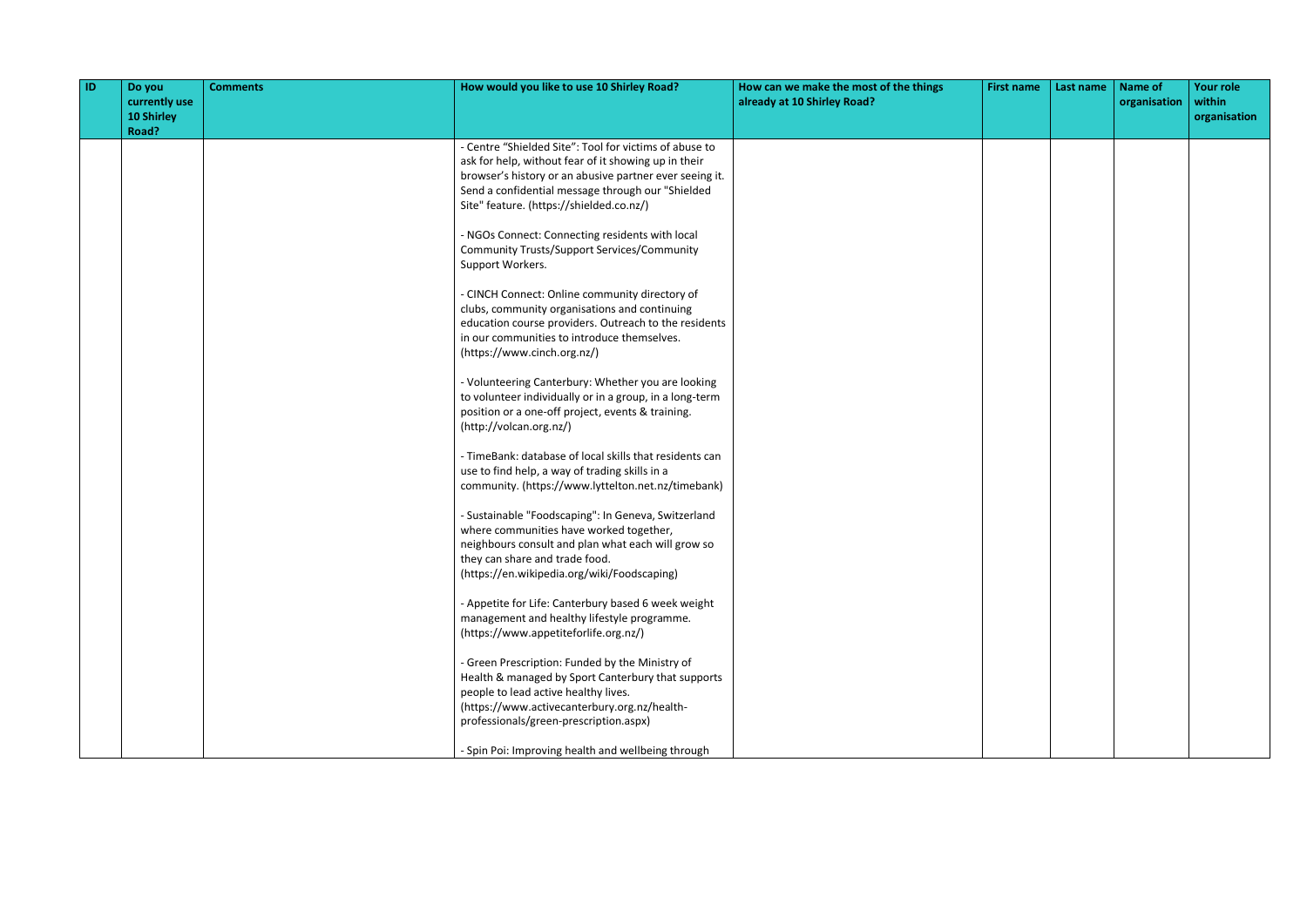| ID | Do you currently use 10 Shirley Road? | Comments | How would you like to use 10 Shirley Road? | How can we make the most of the things already at 10 Shirley Road? | First name | Last name | Name of organisation | Your role within organisation |
|---|---|---|---|---|---|---|---|---|
| | | | - Centre "Shielded Site": Tool for victims of abuse to ask for help, without fear of it showing up in their browser's history or an abusive partner ever seeing it. Send a confidential message through our "Shielded Site" feature. (https://shielded.co.nz/)<br><br>- NGOs Connect: Connecting residents with local Community Trusts/Support Services/Community Support Workers.<br><br>- CINCH Connect: Online community directory of clubs, community organisations and continuing education course providers. Outreach to the residents in our communities to introduce themselves. (https://www.cinch.org.nz/)<br><br>- Volunteering Canterbury: Whether you are looking to volunteer individually or in a group, in a long-term position or a one-off project, events & training. (http://volcan.org.nz/)<br><br>- TimeBank: database of local skills that residents can use to find help, a way of trading skills in a community. (https://www.lyttelton.net.nz/timebank)<br><br>- Sustainable "Foodscaping": In Geneva, Switzerland where communities have worked together, neighbours consult and plan what each will grow so they can share and trade food. (https://en.wikipedia.org/wiki/Foodscaping)<br><br>- Appetite for Life: Canterbury based 6 week weight management and healthy lifestyle programme. (https://www.appetiteforlife.org.nz/)<br><br>- Green Prescription: Funded by the Ministry of Health & managed by Sport Canterbury that supports people to lead active healthy lives. (https://www.activecanterbury.org.nz/health-professionals/green-prescription.aspx)<br><br>- Spin Poi: Improving health and wellbeing through | | | | | |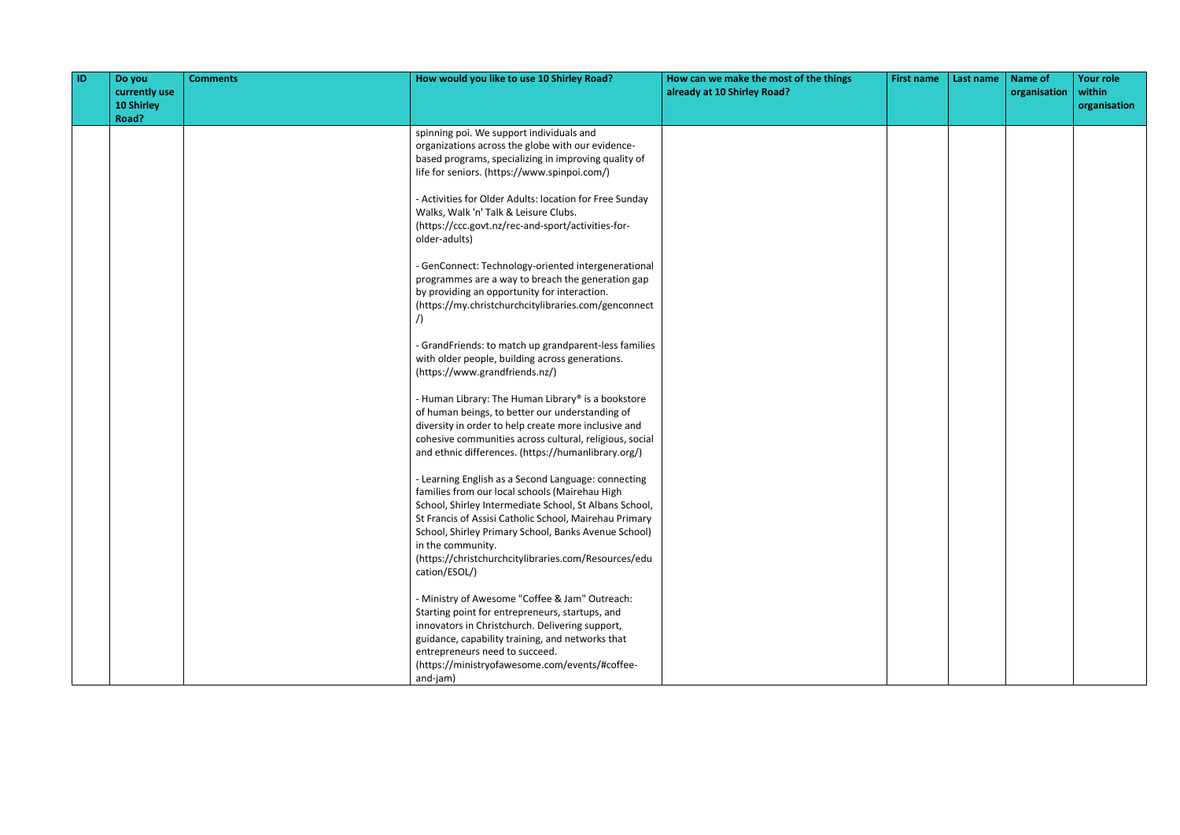| ID | Do you currently use 10 Shirley Road? | Comments | How would you like to use 10 Shirley Road? | How can we make the most of the things already at 10 Shirley Road? | First name | Last name | Name of organisation | Your role within organisation |
|---|---|---|---|---|---|---|---|---|
| | | | spinning poi. We support individuals and organizations across the globe with our evidence-based programs, specializing in improving quality of life for seniors. (https://www.spinpoi.com/)<br><br>- Activities for Older Adults: location for Free Sunday Walks, Walk 'n' Talk & Leisure Clubs. (https://ccc.govt.nz/rec-and-sport/activities-for-older-adults)<br><br>- GenConnect: Technology-oriented intergenerational programmes are a way to breach the generation gap by providing an opportunity for interaction. (https://my.christchurchcitylibraries.com/genconnect/)<br><br>- GrandFriends: to match up grandparent-less families with older people, building across generations. (https://www.grandfriends.nz/)<br><br>- Human Library: The Human Library® is a bookstore of human beings, to better our understanding of diversity in order to help create more inclusive and cohesive communities across cultural, religious, social and ethnic differences. (https://humanlibrary.org/)<br><br>- Learning English as a Second Language: connecting families from our local schools (Mairehau High School, Shirley Intermediate School, St Albans School, St Francis of Assisi Catholic School, Mairehau Primary School, Shirley Primary School, Banks Avenue School) in the community. (https://christchurchcitylibraries.com/Resources/education/ESOL/)<br><br>- Ministry of Awesome "Coffee & Jam" Outreach: Starting point for entrepreneurs, startups, and innovators in Christchurch. Delivering support, guidance, capability training, and networks that entrepreneurs need to succeed. (https://ministryofawesome.com/events/#coffee-and-jam) | | | | | |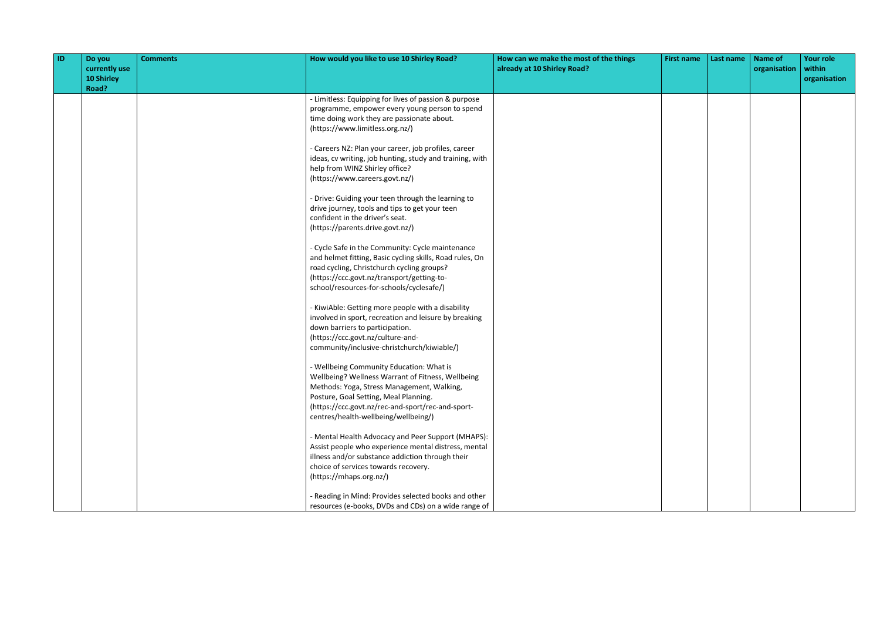| ID | Do you currently use 10 Shirley Road? | Comments | How would you like to use 10 Shirley Road? | How can we make the most of the things already at 10 Shirley Road? | First name | Last name | Name of organisation | Your role within organisation |
|---|---|---|---|---|---|---|---|---|
| | | | - Limitless: Equipping for lives of passion & purpose programme, empower every young person to spend time doing work they are passionate about. (https://www.limitless.org.nz/)<br><br>- Careers NZ: Plan your career, job profiles, career ideas, cv writing, job hunting, study and training, with help from WINZ Shirley office? (https://www.careers.govt.nz/)<br><br>- Drive: Guiding your teen through the learning to drive journey, tools and tips to get your teen confident in the driver's seat. (https://parents.drive.govt.nz/)<br><br>- Cycle Safe in the Community: Cycle maintenance and helmet fitting, Basic cycling skills, Road rules, On road cycling, Christchurch cycling groups? (https://ccc.govt.nz/transport/getting-to-school/resources-for-schools/cyclesafe/)<br><br>- KiwiAble: Getting more people with a disability involved in sport, recreation and leisure by breaking down barriers to participation. (https://ccc.govt.nz/culture-and-community/inclusive-christchurch/kiwiable/)<br><br>- Wellbeing Community Education: What is Wellbeing? Wellness Warrant of Fitness, Wellbeing Methods: Yoga, Stress Management, Walking, Posture, Goal Setting, Meal Planning. (https://ccc.govt.nz/rec-and-sport/rec-and-sport-centres/health-wellbeing/wellbeing/)<br><br>- Mental Health Advocacy and Peer Support (MHAPS): Assist people who experience mental distress, mental illness and/or substance addiction through their choice of services towards recovery. (https://mhaps.org.nz/)<br><br>- Reading in Mind: Provides selected books and other resources (e-books, DVDs and CDs) on a wide range of | | | | | |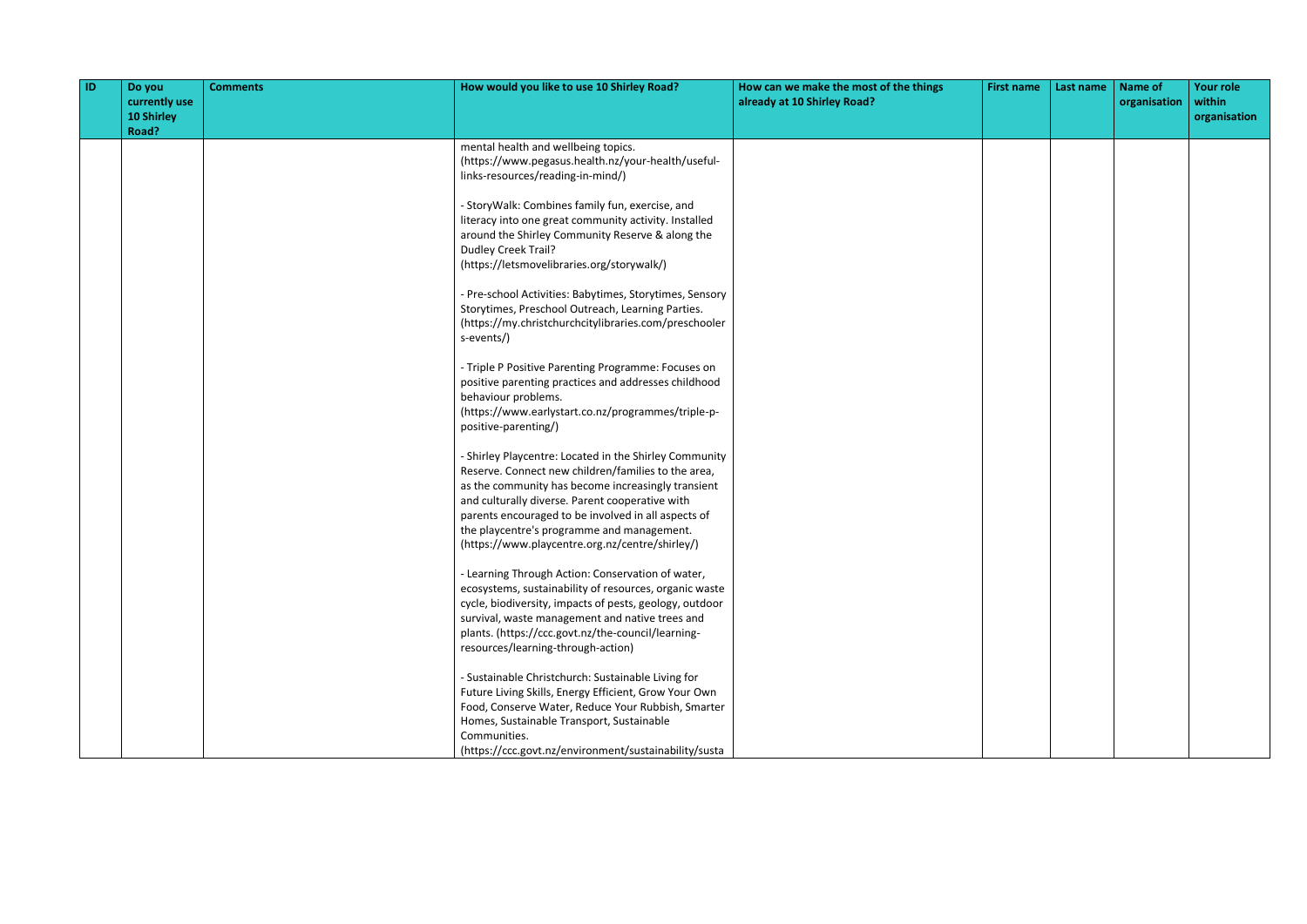| ID | Do you currently use 10 Shirley Road? | Comments | How would you like to use 10 Shirley Road? | How can we make the most of the things already at 10 Shirley Road? | First name | Last name | Name of organisation | Your role within organisation |
|---|---|---|---|---|---|---|---|---|
| | | | mental health and wellbeing topics. (https://www.pegasus.health.nz/your-health/useful-links-resources/reading-in-mind/)<br><br>- StoryWalk: Combines family fun, exercise, and literacy into one great community activity. Installed around the Shirley Community Reserve & along the Dudley Creek Trail? (https://letsmovelibraries.org/storywalk/)<br><br>- Pre-school Activities: Babytimes, Storytimes, Sensory Storytimes, Preschool Outreach, Learning Parties. (https://my.christchurchcitylibraries.com/preschoolers-events/)<br><br>- Triple P Positive Parenting Programme: Focuses on positive parenting practices and addresses childhood behaviour problems. (https://www.earlystart.co.nz/programmes/triple-p-positive-parenting/)<br><br>- Shirley Playcentre: Located in the Shirley Community Reserve. Connect new children/families to the area, as the community has become increasingly transient and culturally diverse. Parent cooperative with parents encouraged to be involved in all aspects of the playcentre's programme and management. (https://www.playcentre.org.nz/centre/shirley/)<br><br>- Learning Through Action: Conservation of water, ecosystems, sustainability of resources, organic waste cycle, biodiversity, impacts of pests, geology, outdoor survival, waste management and native trees and plants. (https://ccc.govt.nz/the-council/learning-resources/learning-through-action)<br><br>- Sustainable Christchurch: Sustainable Living for Future Living Skills, Energy Efficient, Grow Your Own Food, Conserve Water, Reduce Your Rubbish, Smarter Homes, Sustainable Transport, Sustainable Communities. (https://ccc.govt.nz/environment/sustainability/susta | | | | | |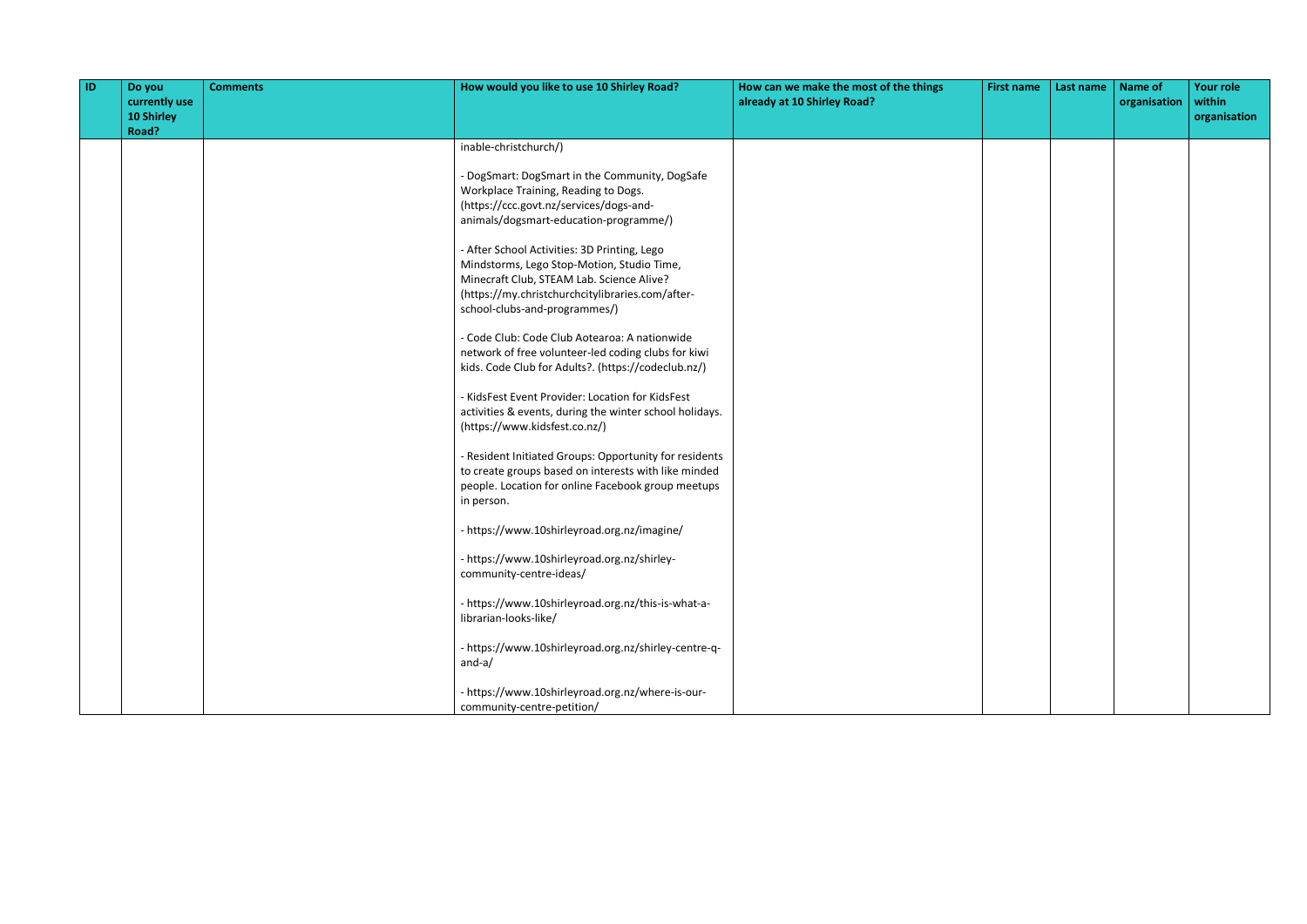| ID | Do you currently use 10 Shirley Road? | Comments | How would you like to use 10 Shirley Road? | How can we make the most of the things already at 10 Shirley Road? | First name | Last name | Name of organisation | Your role within organisation |
|---|---|---|---|---|---|---|---|---|
| | | | inable-christchurch/)<br><br>- DogSmart: DogSmart in the Community, DogSafe Workplace Training, Reading to Dogs. (https://ccc.govt.nz/services/dogs-and-animals/dogsmart-education-programme/)<br><br>- After School Activities: 3D Printing, Lego Mindstorms, Lego Stop-Motion, Studio Time, Minecraft Club, STEAM Lab. Science Alive? (https://my.christchurchcitylibraries.com/after-school-clubs-and-programmes/)<br><br>- Code Club: Code Club Aotearoa: A nationwide network of free volunteer-led coding clubs for kiwi kids. Code Club for Adults?. (https://codeclub.nz/)<br><br>- KidsFest Event Provider: Location for KidsFest activities & events, during the winter school holidays. (https://www.kidsfest.co.nz/)<br><br>- Resident Initiated Groups: Opportunity for residents to create groups based on interests with like minded people. Location for online Facebook group meetups in person.<br><br>- https://www.10shirleyroad.org.nz/imagine/<br><br>- https://www.10shirleyroad.org.nz/shirley-community-centre-ideas/<br><br>- https://www.10shirleyroad.org.nz/this-is-what-a-librarian-looks-like/<br><br>- https://www.10shirleyroad.org.nz/shirley-centre-q-and-a/<br><br>- https://www.10shirleyroad.org.nz/where-is-our-community-centre-petition/ | | | | | |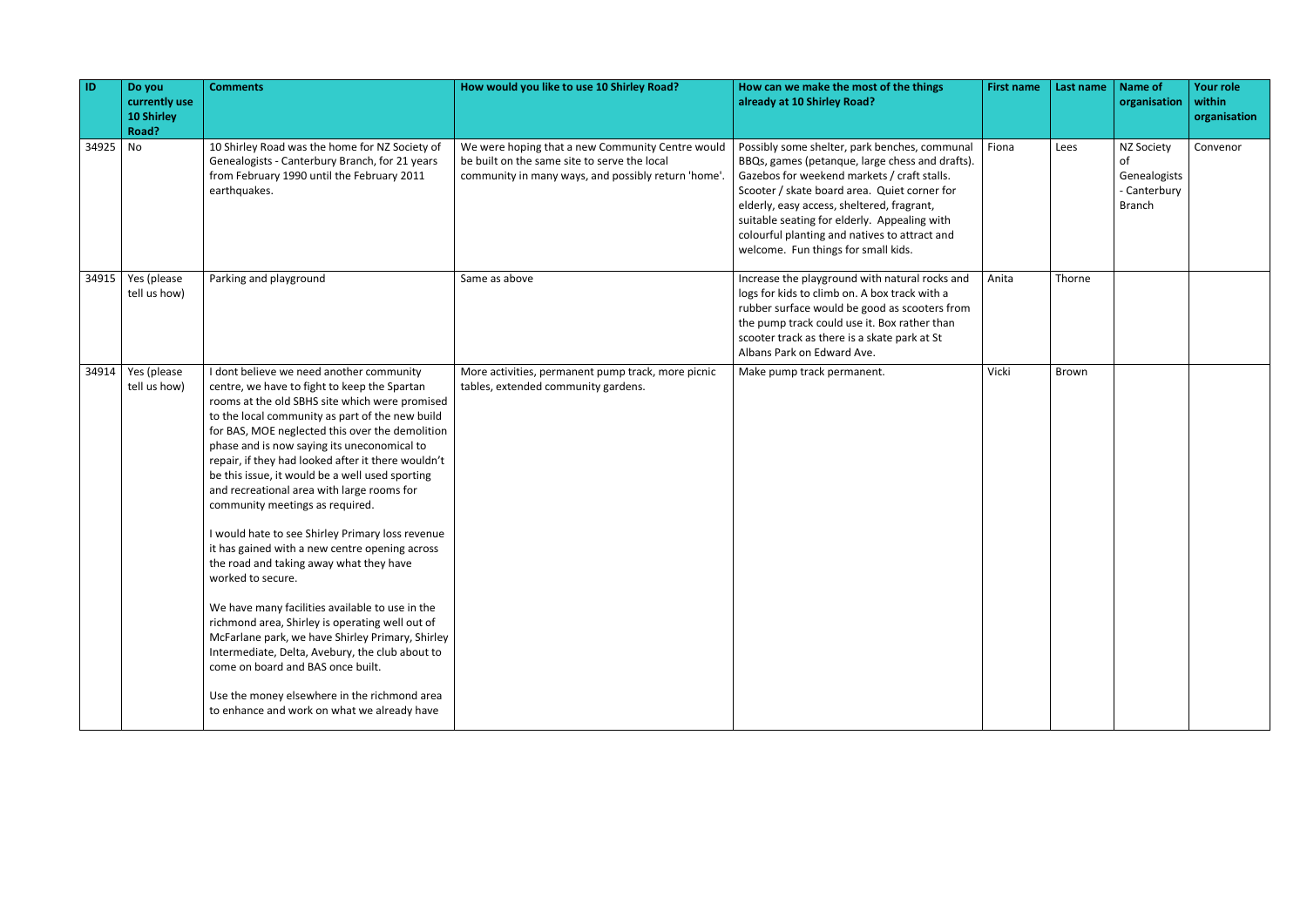| ID | Do you currently use 10 Shirley Road? | Comments | How would you like to use 10 Shirley Road? | How can we make the most of the things already at 10 Shirley Road? | First name | Last name | Name of organisation | Your role within organisation |
|---|---|---|---|---|---|---|---|---|
| 34925 | No | 10 Shirley Road was the home for NZ Society of Genealogists - Canterbury Branch, for 21 years from February 1990 until the February 2011 earthquakes. | We were hoping that a new Community Centre would be built on the same site to serve the local community in many ways, and possibly return 'home'. | Possibly some shelter, park benches, communal BBQs, games (petanque, large chess and drafts). Gazebos for weekend markets / craft stalls. Scooter / skate board area. Quiet corner for elderly, easy access, sheltered, fragrant, suitable seating for elderly. Appealing with colourful planting and natives to attract and welcome. Fun things for small kids. | Fiona | Lees | NZ Society of Genealogists - Canterbury Branch | Convenor |
| 34915 | Yes (please tell us how) | Parking and playground | Same as above | Increase the playground with natural rocks and logs for kids to climb on. A box track with a rubber surface would be good as scooters from the pump track could use it. Box rather than scooter track as there is a skate park at St Albans Park on Edward Ave. | Anita | Thorne | | |
| 34914 | Yes (please tell us how) | I dont believe we need another community centre, we have to fight to keep the Spartan rooms at the old SBHS site which were promised to the local community as part of the new build for BAS, MOE neglected this over the demolition phase and is now saying its uneconomical to repair, if they had looked after it there wouldn't be this issue, it would be a well used sporting and recreational area with large rooms for community meetings as required.<br><br>I would hate to see Shirley Primary loss revenue it has gained with a new centre opening across the road and taking away what they have worked to secure.<br><br>We have many facilities available to use in the richmond area, Shirley is operating well out of McFarlane park, we have Shirley Primary, Shirley Intermediate, Delta, Avebury, the club about to come on board and BAS once built.<br><br>Use the money elsewhere in the richmond area to enhance and work on what we already have | More activities, permanent pump track, more picnic tables, extended community gardens. | Make pump track permanent. | Vicki | Brown | | |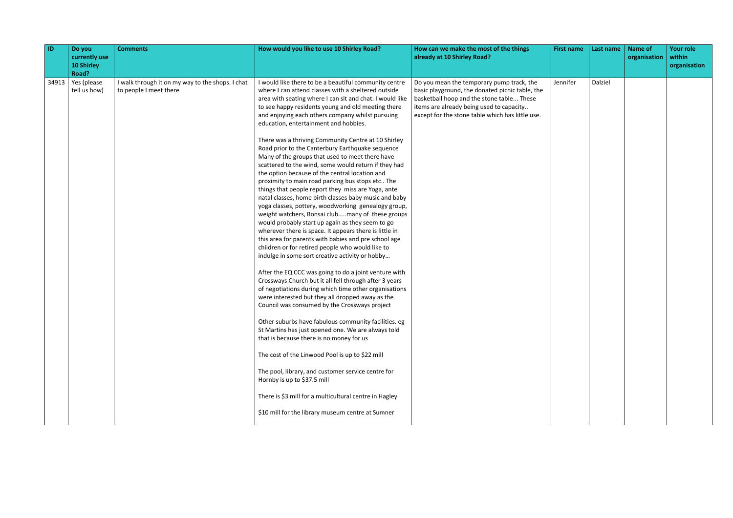| ID | Do you currently use 10 Shirley Road? | Comments | How would you like to use 10 Shirley Road? | How can we make the most of the things already at 10 Shirley Road? | First name | Last name | Name of organisation | Your role within organisation |
|---|---|---|---|---|---|---|---|---|
| 34913 | Yes (please tell us how) | I walk through it on my way to the shops. I chat to people I meet there | I would like there to be a beautiful community centre where I can attend classes with a sheltered outside area with seating where I can sit and chat. I would like to see happy residents young and old meeting there and enjoying each others company whilst pursuing education, entertainment and hobbies.<br><br>There was a thriving Community Centre at 10 Shirley Road prior to the Canterbury Earthquake sequence Many of the groups that used to meet there have scattered to the wind, some would return if they had the option because of the central location and proximity to main road parking bus stops etc.. The things that people report they miss are Yoga, ante natal classes, home birth classes baby music and baby yoga classes, pottery, woodworking genealogy group, weight watchers, Bonsai club…..many of these groups would probably start up again as they seem to go wherever there is space. It appears there is little in this area for parents with babies and pre school age children or for retired people who would like to indulge in some sort creative activity or hobby…<br><br>After the EQ CCC was going to do a joint venture with Crossways Church but it all fell through after 3 years of negotiations during which time other organisations were interested but they all dropped away as the Council was consumed by the Crossways project<br><br>Other suburbs have fabulous community facilities. eg St Martins has just opened one. We are always told that is because there is no money for us<br><br>The cost of the Linwood Pool is up to $22 mill<br><br>The pool, library, and customer service centre for Hornby is up to $37.5 mill<br><br>There is $3 mill for a multicultural centre in Hagley<br><br>$10 mill for the library museum centre at Sumner | Do you mean the temporary pump track, the basic playground, the donated picnic table, the basketball hoop and the stone table... These items are already being used to capacity.. except for the stone table which has little use. | Jennifer | Dalziel | | |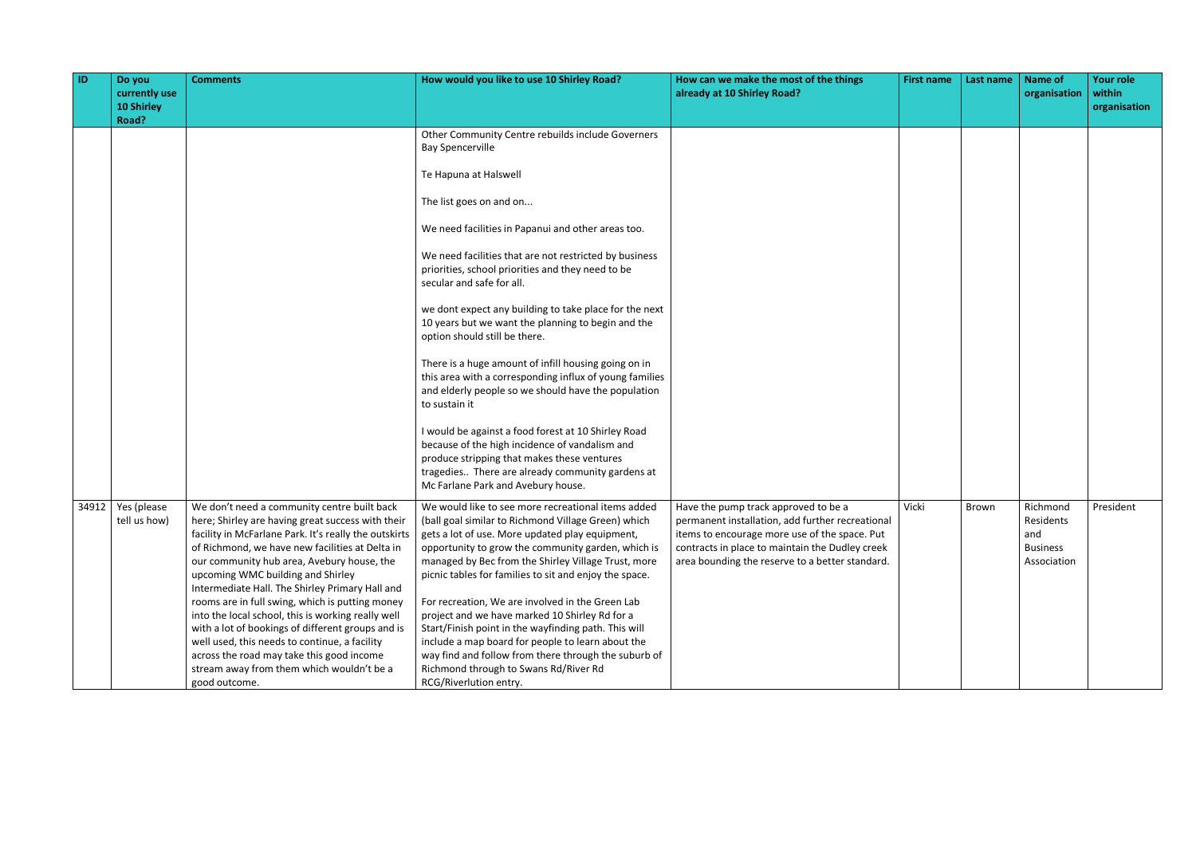| ID | Do you currently use 10 Shirley Road? | Comments | How would you like to use 10 Shirley Road? | How can we make the most of the things already at 10 Shirley Road? | First name | Last name | Name of organisation | Your role within organisation |
|---|---|---|---|---|---|---|---|---|
| | | | Other Community Centre rebuilds include Governers Bay Spencerville<br><br>Te Hapuna at Halswell<br><br>The list goes on and on...<br><br>We need facilities in Papanui and other areas too.<br><br>We need facilities that are not restricted by business priorities, school priorities and they need to be secular and safe for all.<br><br>we dont expect any building to take place for the next 10 years but we want the planning to begin and the option should still be there.<br><br>There is a huge amount of infill housing going on in this area with a corresponding influx of young families and elderly people so we should have the population to sustain it<br><br>I would be against a food forest at 10 Shirley Road because of the high incidence of vandalism and produce stripping that makes these ventures tragedies.. There are already community gardens at Mc Farlane Park and Avebury house. | | | | | |
| 34912 | Yes (please tell us how) | We don't need a community centre built back here; Shirley are having great success with their facility in McFarlane Park. It's really the outskirts of Richmond, we have new facilities at Delta in our community hub area, Avebury house, the upcoming WMC building and Shirley Intermediate Hall. The Shirley Primary Hall and rooms are in full swing, which is putting money into the local school, this is working really well with a lot of bookings of different groups and is well used, this needs to continue, a facility across the road may take this good income stream away from them which wouldn't be a good outcome. | We would like to see more recreational items added (ball goal similar to Richmond Village Green) which gets a lot of use. More updated play equipment, opportunity to grow the community garden, which is managed by Bec from the Shirley Village Trust, more picnic tables for families to sit and enjoy the space.<br><br>For recreation, We are involved in the Green Lab project and we have marked 10 Shirley Rd for a Start/Finish point in the wayfinding path. This will include a map board for people to learn about the way find and follow from there through the suburb of Richmond through to Swans Rd/River Rd RCG/Riverlution entry. | Have the pump track approved to be a permanent installation, add further recreational items to encourage more use of the space. Put contracts in place to maintain the Dudley creek area bounding the reserve to a better standard. | Vicki | Brown | Richmond Residents and Business Association | President |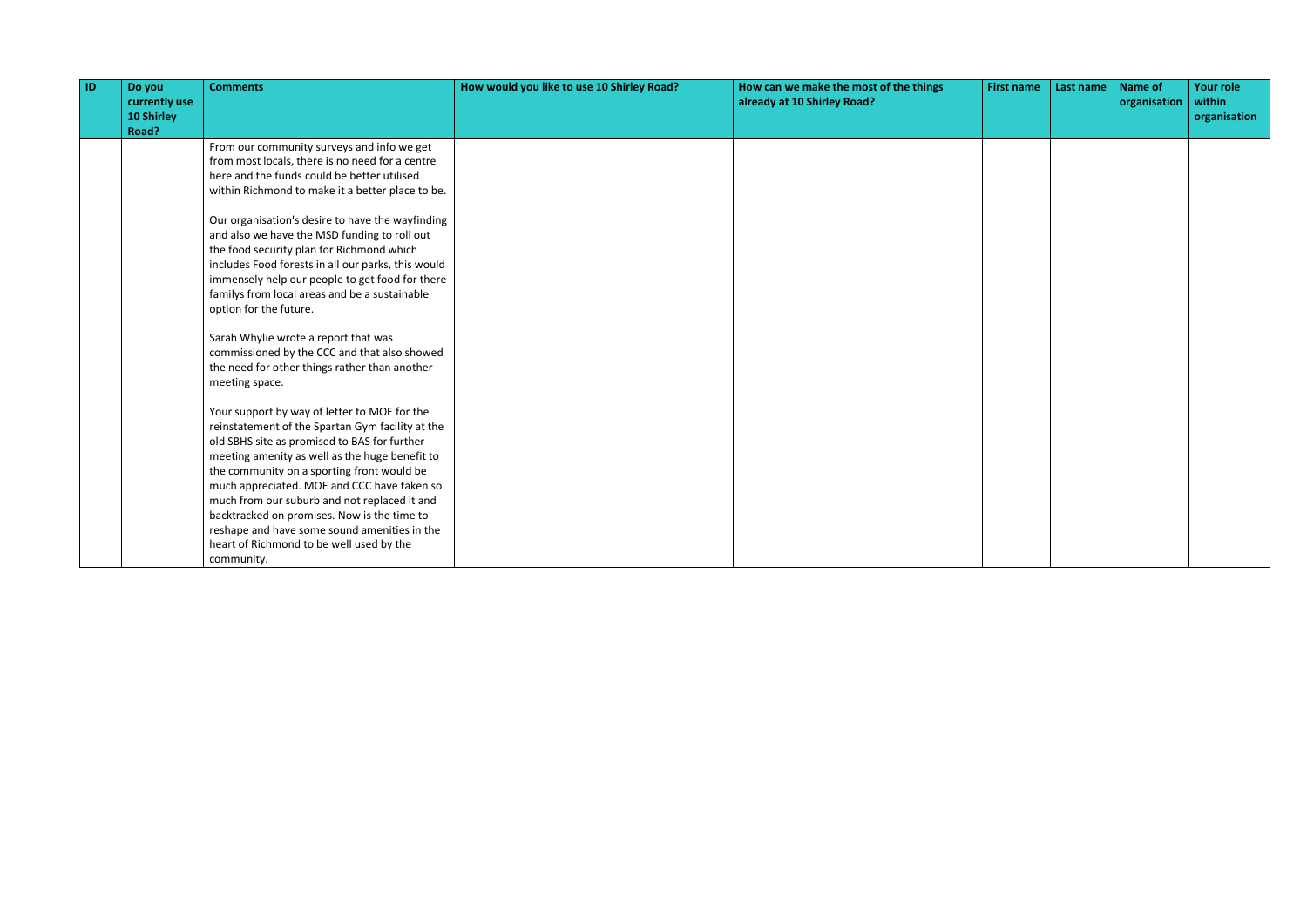| ID | Do you currently use 10 Shirley Road? | Comments | How would you like to use 10 Shirley Road? | How can we make the most of the things already at 10 Shirley Road? | First name | Last name | Name of organisation | Your role within organisation |
|---|---|---|---|---|---|---|---|---|
| | | From our community surveys and info we get from most locals, there is no need for a centre here and the funds could be better utilised within Richmond to make it a better place to be.<br><br>Our organisation's desire to have the wayfinding and also we have the MSD funding to roll out the food security plan for Richmond which includes Food forests in all our parks, this would immensely help our people to get food for there familys from local areas and be a sustainable option for the future.<br><br>Sarah Whylie wrote a report that was commissioned by the CCC and that also showed the need for other things rather than another meeting space.<br><br>Your support by way of letter to MOE for the reinstatement of the Spartan Gym facility at the old SBHS site as promised to BAS for further meeting amenity as well as the huge benefit to the community on a sporting front would be much appreciated. MOE and CCC have taken so much from our suburb and not replaced it and backtracked on promises. Now is the time to reshape and have some sound amenities in the heart of Richmond to be well used by the community. | | | | | | |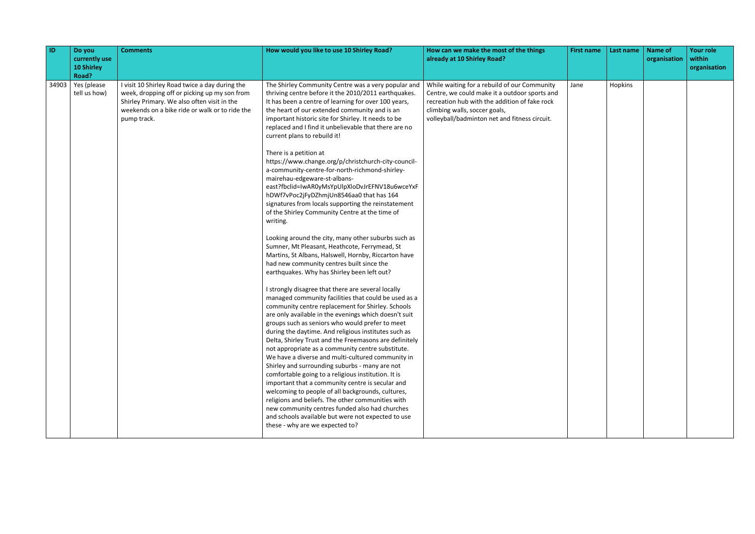| ID | Do you currently use 10 Shirley Road? | Comments | How would you like to use 10 Shirley Road? | How can we make the most of the things already at 10 Shirley Road? | First name | Last name | Name of organisation | Your role within organisation |
|---|---|---|---|---|---|---|---|---|
| 34903 | Yes (please tell us how) | I visit 10 Shirley Road twice a day during the week, dropping off or picking up my son from Shirley Primary. We also often visit in the weekends on a bike ride or walk or to ride the pump track. | The Shirley Community Centre was a very popular and thriving centre before it the 2010/2011 earthquakes. It has been a centre of learning for over 100 years, the heart of our extended community and is an important historic site for Shirley. It needs to be replaced and I find it unbelievable that there are no current plans to rebuild it!<br><br>There is a petition at https://www.change.org/p/christchurch-city-council-a-community-centre-for-north-richmond-shirley-mairehau-edgeware-st-albans-east?fbclid=IwAR0yMsYpUlpXloDvJrEFNV18u6wceYxFhDWf7vPoc2jFyDZhmjUn8546aa0 that has 164 signatures from locals supporting the reinstatement of the Shirley Community Centre at the time of writing.<br><br>Looking around the city, many other suburbs such as Sumner, Mt Pleasant, Heathcote, Ferrymead, St Martins, St Albans, Halswell, Hornby, Riccarton have had new community centres built since the earthquakes. Why has Shirley been left out?<br><br>I strongly disagree that there are several locally managed community facilities that could be used as a community centre replacement for Shirley. Schools are only available in the evenings which doesn't suit groups such as seniors who would prefer to meet during the daytime. And religious institutes such as Delta, Shirley Trust and the Freemasons are definitely not appropriate as a community centre substitute. We have a diverse and multi-cultured community in Shirley and surrounding suburbs - many are not comfortable going to a religious institution. It is important that a community centre is secular and welcoming to people of all backgrounds, cultures, religions and beliefs. The other communities with new community centres funded also had churches and schools available but were not expected to use these - why are we expected to? | While waiting for a rebuild of our Community Centre, we could make it a outdoor sports and recreation hub with the addition of fake rock climbing walls, soccer goals, volleyball/badminton net and fitness circuit. | Jane | Hopkins | | |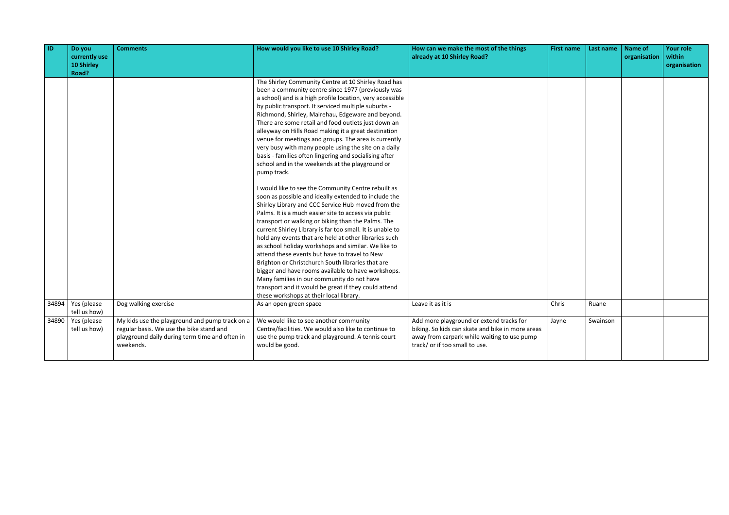| ID | Do you currently use 10 Shirley Road? | Comments | How would you like to use 10 Shirley Road? | How can we make the most of the things already at 10 Shirley Road? | First name | Last name | Name of organisation | Your role within organisation |
|---|---|---|---|---|---|---|---|---|
| | | | The Shirley Community Centre at 10 Shirley Road has been a community centre since 1977 (previously was a school) and is a high profile location, very accessible by public transport. It serviced multiple suburbs - Richmond, Shirley, Mairehau, Edgeware and beyond. There are some retail and food outlets just down an alleyway on Hills Road making it a great destination venue for meetings and groups. The area is currently very busy with many people using the site on a daily basis - families often lingering and socialising after school and in the weekends at the playground or pump track.<br><br>I would like to see the Community Centre rebuilt as soon as possible and ideally extended to include the Shirley Library and CCC Service Hub moved from the Palms. It is a much easier site to access via public transport or walking or biking than the Palms. The current Shirley Library is far too small. It is unable to hold any events that are held at other libraries such as school holiday workshops and similar. We like to attend these events but have to travel to New Brighton or Christchurch South libraries that are bigger and have rooms available to have workshops. Many families in our community do not have transport and it would be great if they could attend these workshops at their local library. | | | | | |
| 34894 | Yes (please tell us how) | Dog walking exercise | As an open green space | Leave it as it is | Chris | Ruane | | |
| 34890 | Yes (please tell us how) | My kids use the playground and pump track on a regular basis. We use the bike stand and playground daily during term time and often in weekends. | We would like to see another community Centre/facilities. We would also like to continue to use the pump track and playground. A tennis court would be good. | Add more playground or extend tracks for biking. So kids can skate and bike in more areas away from carpark while waiting to use pump track/ or if too small to use. | Jayne | Swainson | | |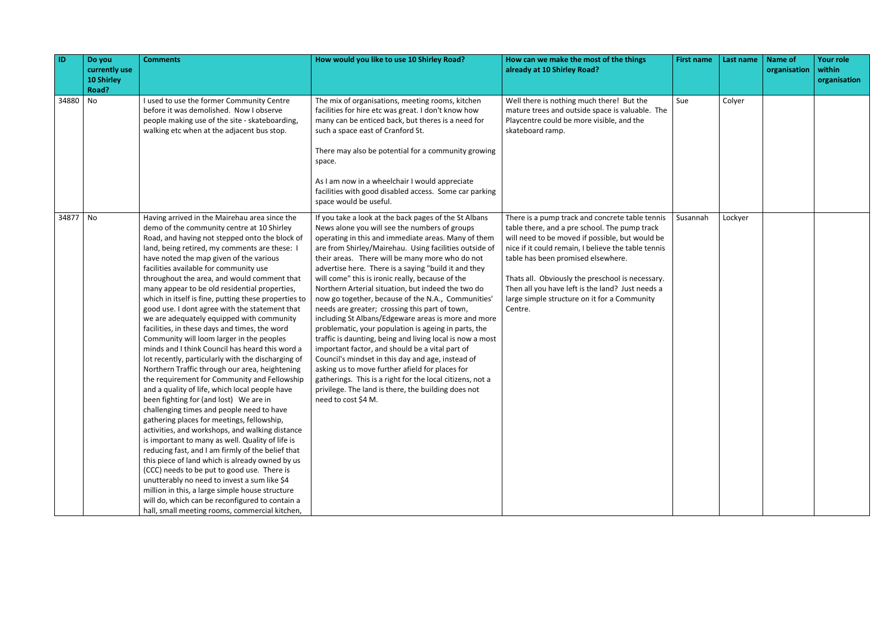| ID | Do you currently use 10 Shirley Road? | Comments | How would you like to use 10 Shirley Road? | How can we make the most of the things already at 10 Shirley Road? | First name | Last name | Name of organisation | Your role within organisation |
|---|---|---|---|---|---|---|---|---|
| 34880 | No | I used to use the former Community Centre before it was demolished. Now I observe people making use of the site - skateboarding, walking etc when at the adjacent bus stop. | The mix of organisations, meeting rooms, kitchen facilities for hire etc was great. I don't know how many can be enticed back, but theres is a need for such a space east of Cranford St.<br><br>There may also be potential for a community growing space.<br><br>As I am now in a wheelchair I would appreciate facilities with good disabled access. Some car parking space would be useful. | Well there is nothing much there! But the mature trees and outside space is valuable. The Playcentre could be more visible, and the skateboard ramp. | Sue | Colyer | | |
| 34877 | No | Having arrived in the Mairehau area since the demo of the community centre at 10 Shirley Road, and having not stepped onto the block of land, being retired, my comments are these: I have noted the map given of the various facilities available for community use throughout the area, and would comment that many appear to be old residential properties, which in itself is fine, putting these properties to good use. I dont agree with the statement that we are adequately equipped with community facilities, in these days and times, the word Community will loom larger in the peoples minds and I think Council has heard this word a lot recently, particularly with the discharging of Northern Traffic through our area, heightening the requirement for Community and Fellowship and a quality of life, which local people have been fighting for (and lost) We are in challenging times and people need to have gathering places for meetings, fellowship, activities, and workshops, and walking distance is important to many as well. Quality of life is reducing fast, and I am firmly of the belief that this piece of land which is already owned by us (CCC) needs to be put to good use. There is unutterably no need to invest a sum like $4 million in this, a large simple house structure will do, which can be reconfigured to contain a hall, small meeting rooms, commercial kitchen, | If you take a look at the back pages of the St Albans News alone you will see the numbers of groups operating in this and immediate areas. Many of them are from Shirley/Mairehau. Using facilities outside of their areas. There will be many more who do not advertise here. There is a saying "build it and they will come" this is ironic really, because of the Northern Arterial situation, but indeed the two do now go together, because of the N.A., Communities' needs are greater; crossing this part of town, including St Albans/Edgeware areas is more and more problematic, your population is ageing in parts, the traffic is daunting, being and living local is now a most important factor, and should be a vital part of Council's mindset in this day and age, instead of asking us to move further afield for places for gatherings. This is a right for the local citizens, not a privilege. The land is there, the building does not need to cost $4 M. | There is a pump track and concrete table tennis table there, and a pre school. The pump track will need to be moved if possible, but would be nice if it could remain, I believe the table tennis table has been promised elsewhere.<br><br>Thats all. Obviously the preschool is necessary. Then all you have left is the land? Just needs a large simple structure on it for a Community Centre. | Susannah | Lockyer | | |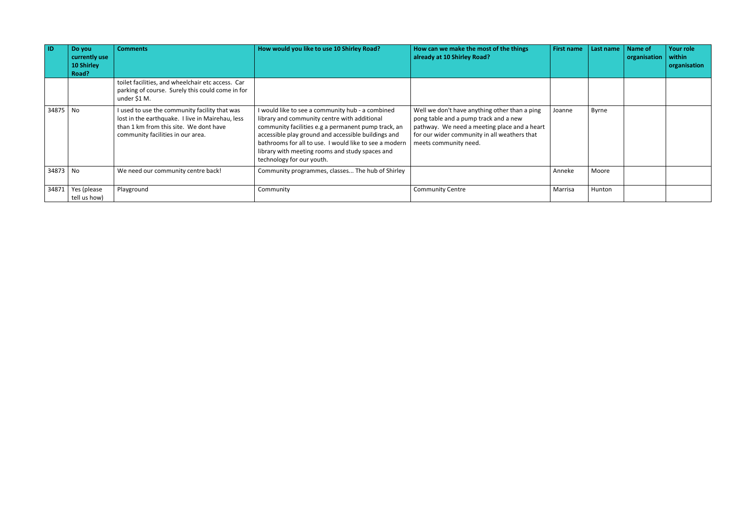| ID | Do you currently use 10 Shirley Road? | Comments | How would you like to use 10 Shirley Road? | How can we make the most of the things already at 10 Shirley Road? | First name | Last name | Name of organisation | Your role within organisation |
|---|---|---|---|---|---|---|---|---|
| | | toilet facilities, and wheelchair etc access. Car parking of course. Surely this could come in for under $1 M. | | | | | | |
| 34875 | No | I used to use the community facility that was lost in the earthquake. I live in Mairehau, less than 1 km from this site. We dont have community facilities in our area. | I would like to see a community hub - a combined library and community centre with additional community facilities e.g a permanent pump track, an accessible play ground and accessible buildings and bathrooms for all to use. I would like to see a modern library with meeting rooms and study spaces and technology for our youth. | Well we don't have anything other than a ping pong table and a pump track and a new pathway. We need a meeting place and a heart for our wider community in all weathers that meets community need. | Joanne | Byrne | | |
| 34873 | No | We need our community centre back! | Community programmes, classes... The hub of Shirley | | Anneke | Moore | | |
| 34871 | Yes (please tell us how) | Playground | Community | Community Centre | Marrisa | Hunton | | |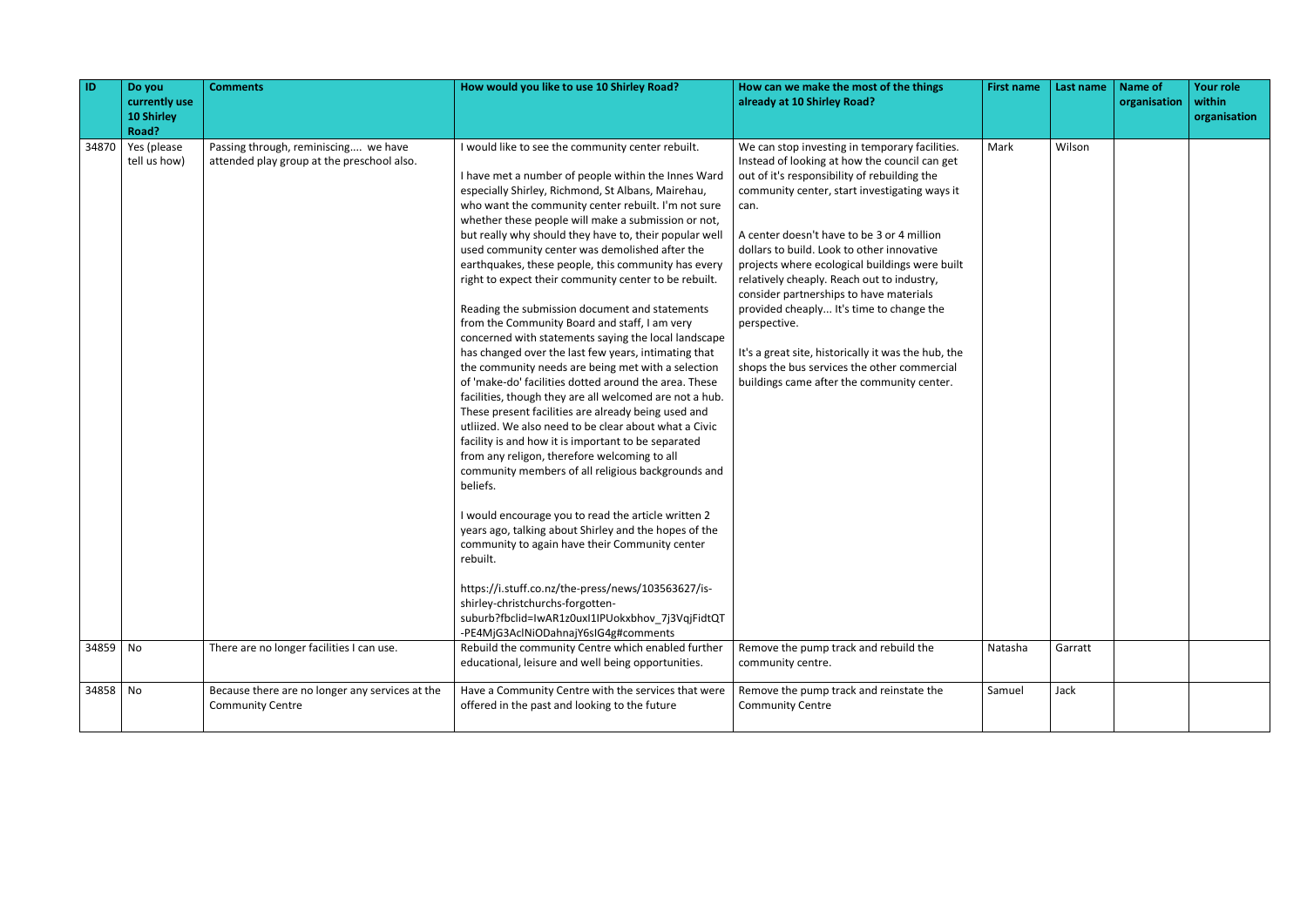| ID | Do you currently use 10 Shirley Road? | Comments | How would you like to use 10 Shirley Road? | How can we make the most of the things already at 10 Shirley Road? | First name | Last name | Name of organisation | Your role within organisation |
|---|---|---|---|---|---|---|---|---|
| 34870 | Yes (please tell us how) | Passing through, reminiscing.... we have attended play group at the preschool also. | I would like to see the community center rebuilt.<br><br>I have met a number of people within the Innes Ward especially Shirley, Richmond, St Albans, Mairehau, who want the community center rebuilt. I'm not sure whether these people will make a submission or not, but really why should they have to, their popular well used community center was demolished after the earthquakes, these people, this community has every right to expect their community center to be rebuilt.<br><br>Reading the submission document and statements from the Community Board and staff, I am very concerned with statements saying the local landscape has changed over the last few years, intimating that the community needs are being met with a selection of 'make-do' facilities dotted around the area. These facilities, though they are all welcomed are not a hub. These present facilities are already being used and utliized. We also need to be clear about what a Civic facility is and how it is important to be separated from any religon, therefore welcoming to all community members of all religious backgrounds and beliefs.<br><br>I would encourage you to read the article written 2 years ago, talking about Shirley and the hopes of the community to again have their Community center rebuilt.<br><br>https://i.stuff.co.nz/the-press/news/103563627/is-shirley-christchurchs-forgotten-suburb?fbclid=IwAR1z0uxI1IPUokxbhov_7j3VqjFidtQT-PE4MjG3AclNiODahnajY6sIG4g#comments | We can stop investing in temporary facilities. Instead of looking at how the council can get out of it's responsibility of rebuilding the community center, start investigating ways it can.<br><br>A center doesn't have to be 3 or 4 million dollars to build. Look to other innovative projects where ecological buildings were built relatively cheaply. Reach out to industry, consider partnerships to have materials provided cheaply... It's time to change the perspective.<br><br>It's a great site, historically it was the hub, the shops the bus services the other commercial buildings came after the community center. | Mark | Wilson | | |
| 34859 | No | There are no longer facilities I can use. | Rebuild the community Centre which enabled further educational, leisure and well being opportunities. | Remove the pump track and rebuild the community centre. | Natasha | Garratt | | |
| 34858 | No | Because there are no longer any services at the Community Centre | Have a Community Centre with the services that were offered in the past and looking to the future | Remove the pump track and reinstate the Community Centre | Samuel | Jack | | |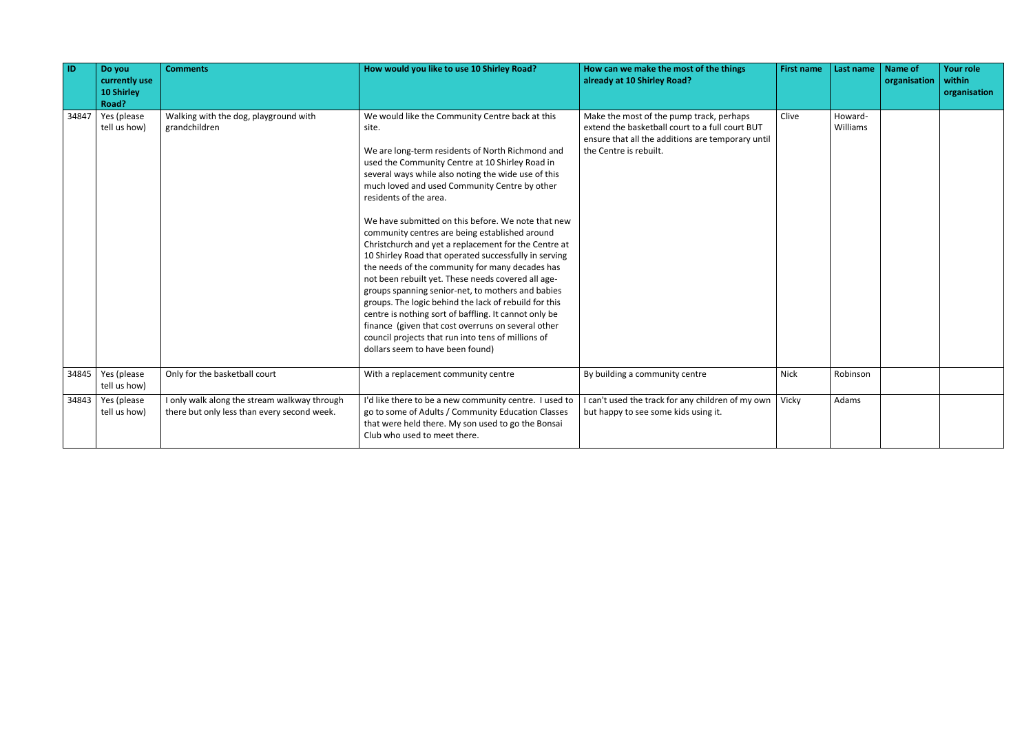| ID | Do you currently use 10 Shirley Road? | Comments | How would you like to use 10 Shirley Road? | How can we make the most of the things already at 10 Shirley Road? | First name | Last name | Name of organisation | Your role within organisation |
|---|---|---|---|---|---|---|---|---|
| 34847 | Yes (please tell us how) | Walking with the dog, playground with grandchildren | We would like the Community Centre back at this site.<br><br>We are long-term residents of North Richmond and used the Community Centre at 10 Shirley Road in several ways while also noting the wide use of this much loved and used Community Centre by other residents of the area.<br><br>We have submitted on this before. We note that new community centres are being established around Christchurch and yet a replacement for the Centre at 10 Shirley Road that operated successfully in serving the needs of the community for many decades has not been rebuilt yet. These needs covered all age-groups spanning senior-net, to mothers and babies groups. The logic behind the lack of rebuild for this centre is nothing sort of baffling. It cannot only be finance (given that cost overruns on several other council projects that run into tens of millions of dollars seem to have been found) | Make the most of the pump track, perhaps extend the basketball court to a full court BUT ensure that all the additions are temporary until the Centre is rebuilt. | Clive | Howard-Williams | | |
| 34845 | Yes (please tell us how) | Only for the basketball court | With a replacement community centre | By building a community centre | Nick | Robinson | | |
| 34843 | Yes (please tell us how) | I only walk along the stream walkway through there but only less than every second week. | I'd like there to be a new community centre. I used to go to some of Adults / Community Education Classes that were held there. My son used to go the Bonsai Club who used to meet there. | I can't used the track for any children of my own but happy to see some kids using it. | Vicky | Adams | | |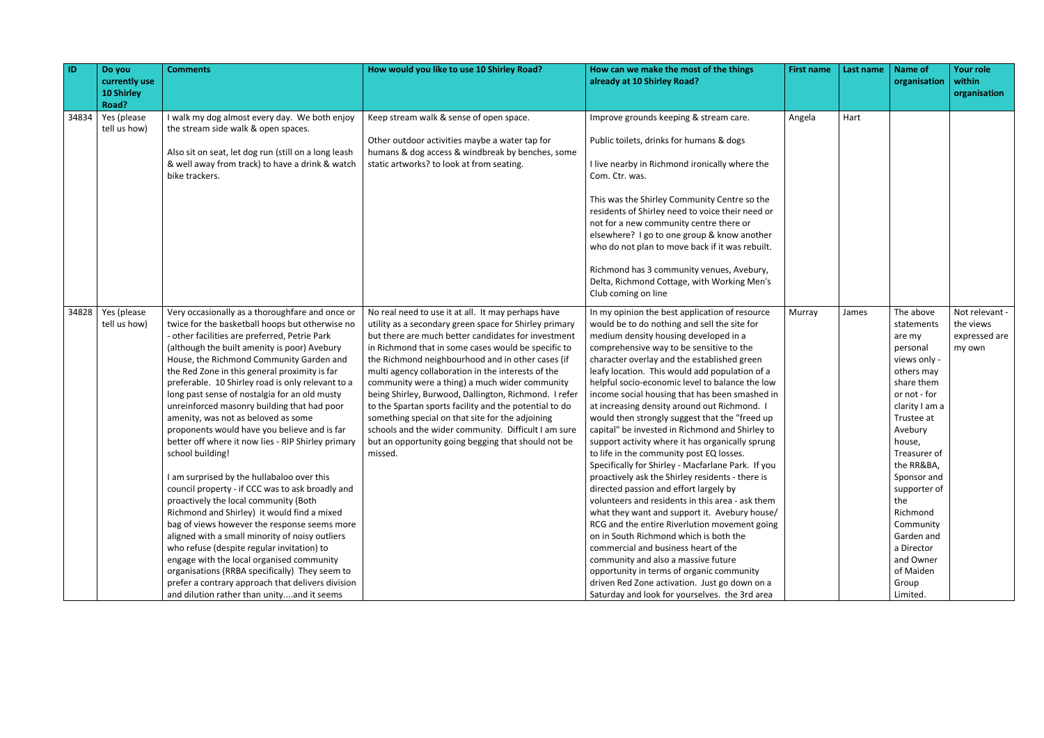| ID | Do you currently use 10 Shirley Road? | Comments | How would you like to use 10 Shirley Road? | How can we make the most of the things already at 10 Shirley Road? | First name | Last name | Name of organisation | Your role within organisation |
|---|---|---|---|---|---|---|---|---|
| 34834 | Yes (please tell us how) | I walk my dog almost every day. We both enjoy the stream side walk & open spaces.<br><br>Also sit on seat, let dog run (still on a long leash & well away from track) to have a drink & watch bike trackers. | Keep stream walk & sense of open space.<br><br>Other outdoor activities maybe a water tap for humans & dog access & windbreak by benches, some static artworks? to look at from seating. | Improve grounds keeping & stream care.<br><br>Public toilets, drinks for humans & dogs<br><br>I live nearby in Richmond ironically where the Com. Ctr. was.<br><br>This was the Shirley Community Centre so the residents of Shirley need to voice their need or not for a new community centre there or elsewhere? I go to one group & know another who do not plan to move back if it was rebuilt.<br><br>Richmond has 3 community venues, Avebury, Delta, Richmond Cottage, with Working Men's Club coming on line | Angela | Hart | | |
| 34828 | Yes (please tell us how) | Very occasionally as a thoroughfare and once or twice for the basketball hoops but otherwise no - other facilities are preferred, Petrie Park (although the built amenity is poor) Avebury House, the Richmond Community Garden and the Red Zone in this general proximity is far preferable. 10 Shirley road is only relevant to a long past sense of nostalgia for an old musty unreinforced masonry building that had poor amenity, was not as beloved as some proponents would have you believe and is far better off where it now lies - RIP Shirley primary school building!<br><br>I am surprised by the hullabaloo over this council property - if CCC was to ask broadly and proactively the local community (Both Richmond and Shirley) it would find a mixed bag of views however the response seems more aligned with a small minority of noisy outliers who refuse (despite regular invitation) to engage with the local organised community organisations (RRBA specifically) They seem to prefer a contrary approach that delivers division and dilution rather than unity....and it seems | No real need to use it at all. It may perhaps have utility as a secondary green space for Shirley primary but there are much better candidates for investment in Richmond that in some cases would be specific to the Richmond neighbourhood and in other cases (if multi agency collaboration in the interests of the community were a thing) a much wider community being Shirley, Burwood, Dallington, Richmond. I refer to the Spartan sports facility and the potential to do something special on that site for the adjoining schools and the wider community. Difficult I am sure but an opportunity going begging that should not be missed. | In my opinion the best application of resource would be to do nothing and sell the site for medium density housing developed in a comprehensive way to be sensitive to the character overlay and the established green leafy location. This would add population of a helpful socio-economic level to balance the low income social housing that has been smashed in at increasing density around out Richmond. I would then strongly suggest that the "freed up capital" be invested in Richmond and Shirley to support activity where it has organically sprung to life in the community post EQ losses. Specifically for Shirley - Macfarlane Park. If you proactively ask the Shirley residents - there is directed passion and effort largely by volunteers and residents in this area - ask them what they want and support it. Avebury house/ RCG and the entire Riverlution movement going on in South Richmond which is both the commercial and business heart of the community and also a massive future opportunity in terms of organic community driven Red Zone activation. Just go down on a Saturday and look for yourselves. the 3rd area | Murray | James | The above statements are my personal views only - others may share them or not - for clarity I am a Trustee at Avebury house, Treasurer of the RR&BA, Sponsor and supporter of the Richmond Community Garden and a Director and Owner of Maiden Group Limited. | Not relevant - the views expressed are my own |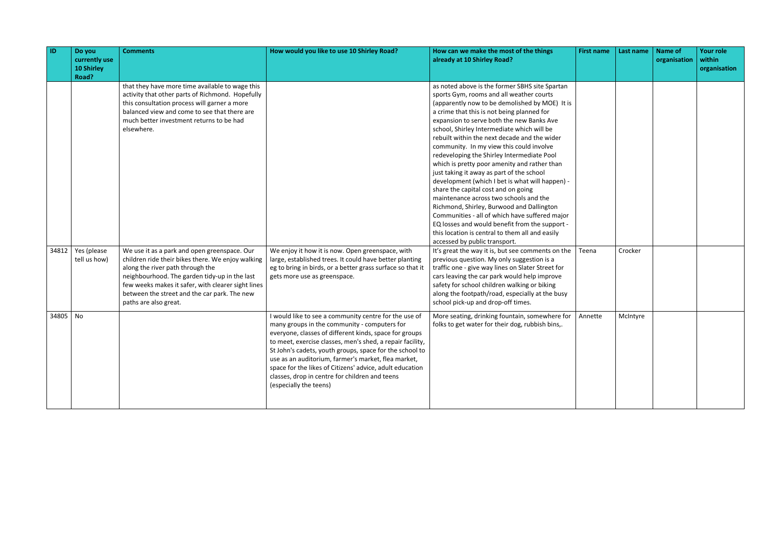| ID | Do you currently use 10 Shirley Road? | Comments | How would you like to use 10 Shirley Road? | How can we make the most of the things already at 10 Shirley Road? | First name | Last name | Name of organisation | Your role within organisation |
| --- | --- | --- | --- | --- | --- | --- | --- | --- |
| | | that they have more time available to wage this activity that other parts of Richmond. Hopefully this consultation process will garner a more balanced view and come to see that there are much better investment returns to be had elsewhere. | | as noted above is the former SBHS site Spartan sports Gym, rooms and all weather courts (apparently now to be demolished by MOE) It is a crime that this is not being planned for expansion to serve both the new Banks Ave school, Shirley Intermediate which will be rebuilt within the next decade and the wider community. In my view this could involve redeveloping the Shirley Intermediate Pool which is pretty poor amenity and rather than just taking it away as part of the school development (which I bet is what will happen) - share the capital cost and on going maintenance across two schools and the Richmond, Shirley, Burwood and Dallington Communities - all of which have suffered major EQ losses and would benefit from the support - this location is central to them all and easily accessed by public transport. | | | | |
| 34812 | Yes (please tell us how) | We use it as a park and open greenspace. Our children ride their bikes there. We enjoy walking along the river path through the neighbourhood. The garden tidy-up in the last few weeks makes it safer, with clearer sight lines between the street and the car park. The new paths are also great. | We enjoy it how it is now. Open greenspace, with large, established trees. It could have better planting eg to bring in birds, or a better grass surface so that it gets more use as greenspace. | It's great the way it is, but see comments on the previous question. My only suggestion is a traffic one - give way lines on Slater Street for cars leaving the car park would help improve safety for school children walking or biking along the footpath/road, especially at the busy school pick-up and drop-off times. | Teena | Crocker | | |
| 34805 | No | | I would like to see a community centre for the use of many groups in the community - computers for everyone, classes of different kinds, space for groups to meet, exercise classes, men's shed, a repair facility, St John's cadets, youth groups, space for the school to use as an auditorium, farmer's market, flea market, space for the likes of Citizens' advice, adult education classes, drop in centre for children and teens (especially the teens) | More seating, drinking fountain, somewhere for folks to get water for their dog, rubbish bins,. | Annette | McIntyre | | |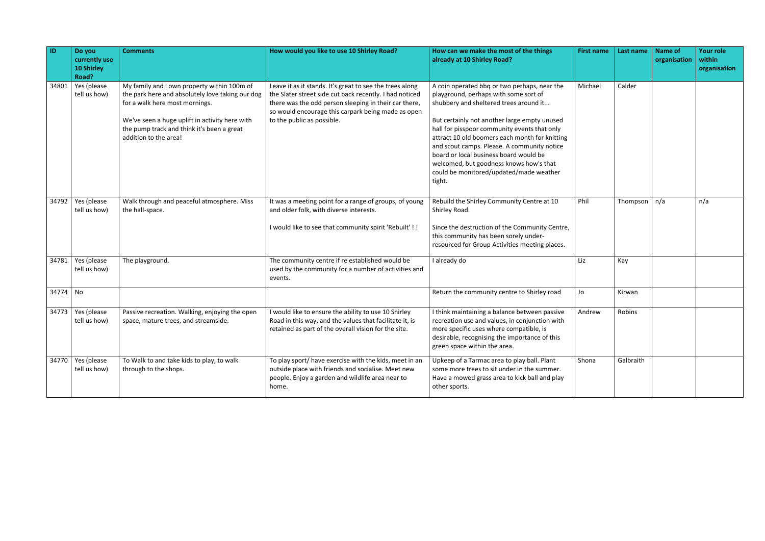| ID | Do you currently use 10 Shirley Road? | Comments | How would you like to use 10 Shirley Road? | How can we make the most of the things already at 10 Shirley Road? | First name | Last name | Name of organisation | Your role within organisation |
|---|---|---|---|---|---|---|---|---|
| 34801 | Yes (please tell us how) | My family and I own property within 100m of the park here and absolutely love taking our dog for a walk here most mornings.<br><br>We've seen a huge uplift in activity here with the pump track and think it's been a great addition to the area! | Leave it as it stands. It's great to see the trees along the Slater street side cut back recently. I had noticed there was the odd person sleeping in their car there, so would encourage this carpark being made as open to the public as possible. | A coin operated bbq or two perhaps, near the playground, perhaps with some sort of shubbery and sheltered trees around it...<br><br>But certainly not another large empty unused hall for pisspoor community events that only attract 10 old boomers each month for knitting and scout camps. Please. A community notice board or local business board would be welcomed, but goodness knows how's that could be monitored/updated/made weather tight. | Michael | Calder | | |
| 34792 | Yes (please tell us how) | Walk through and peaceful atmosphere. Miss the hall-space. | It was a meeting point for a range of groups, of young and older folk, with diverse interests.<br><br>I would like to see that community spirit 'Rebuilt' ! ! | Rebuild the Shirley Community Centre at 10 Shirley Road.<br><br>Since the destruction of the Community Centre, this community has been sorely under-resourced for Group Activities meeting places. | Phil | Thompson | n/a | n/a |
| 34781 | Yes (please tell us how) | The playground. | The community centre if re established would be used by the community for a number of activities and events. | I already do | Liz | Kay | | |
| 34774 | No | | | Return the community centre to Shirley road | Jo | Kirwan | | |
| 34773 | Yes (please tell us how) | Passive recreation. Walking, enjoying the open space, mature trees, and streamside. | I would like to ensure the ability to use 10 Shirley Road in this way, and the values that facilitate it, is retained as part of the overall vision for the site. | I think maintaining a balance between passive recreation use and values, in conjunction with more specific uses where compatible, is desirable, recognising the importance of this green space within the area. | Andrew | Robins | | |
| 34770 | Yes (please tell us how) | To Walk to and take kids to play, to walk through to the shops. | To play sport/ have exercise with the kids, meet in an outside place with friends and socialise. Meet new people. Enjoy a garden and wildlife area near to home. | Upkeep of a Tarmac area to play ball. Plant some more trees to sit under in the summer. Have a mowed grass area to kick ball and play other sports. | Shona | Galbraith | | |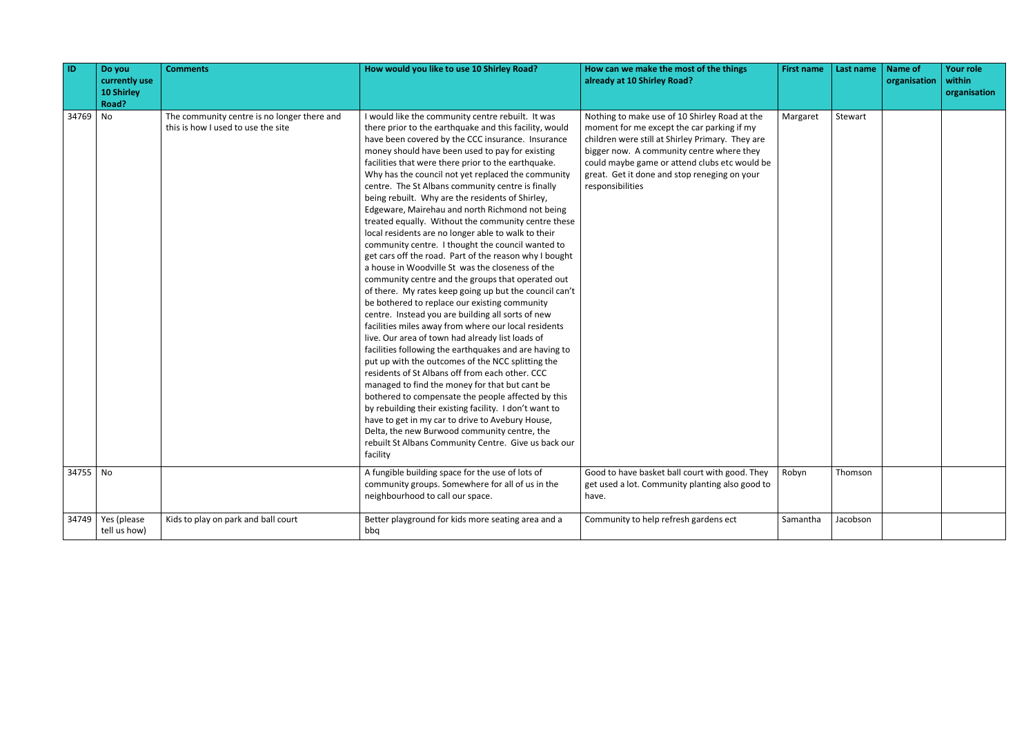| ID | Do you currently use 10 Shirley Road? | Comments | How would you like to use 10 Shirley Road? | How can we make the most of the things already at 10 Shirley Road? | First name | Last name | Name of organisation | Your role within organisation |
|---|---|---|---|---|---|---|---|---|
| 34769 | No | The community centre is no longer there and this is how I used to use the site | I would like the community centre rebuilt. It was there prior to the earthquake and this facility, would have been covered by the CCC insurance. Insurance money should have been used to pay for existing facilities that were there prior to the earthquake. Why has the council not yet replaced the community centre. The St Albans community centre is finally being rebuilt. Why are the residents of Shirley, Edgeware, Mairehau and north Richmond not being treated equally. Without the community centre these local residents are no longer able to walk to their community centre. I thought the council wanted to get cars off the road. Part of the reason why I bought a house in Woodville St was the closeness of the community centre and the groups that operated out of there. My rates keep going up but the council can't be bothered to replace our existing community centre. Instead you are building all sorts of new facilities miles away from where our local residents live. Our area of town had already list loads of facilities following the earthquakes and are having to put up with the outcomes of the NCC splitting the residents of St Albans off from each other. CCC managed to find the money for that but cant be bothered to compensate the people affected by this by rebuilding their existing facility. I don't want to have to get in my car to drive to Avebury House, Delta, the new Burwood community centre, the rebuilt St Albans Community Centre. Give us back our facility | Nothing to make use of 10 Shirley Road at the moment for me except the car parking if my children were still at Shirley Primary. They are bigger now. A community centre where they could maybe game or attend clubs etc would be great. Get it done and stop reneging on your responsibilities | Margaret | Stewart | | |
| 34755 | No | | A fungible building space for the use of lots of community groups. Somewhere for all of us in the neighbourhood to call our space. | Good to have basket ball court with good. They get used a lot. Community planting also good to have. | Robyn | Thomson | | |
| 34749 | Yes (please tell us how) | Kids to play on park and ball court | Better playground for kids more seating area and a bbq | Community to help refresh gardens ect | Samantha | Jacobson | | |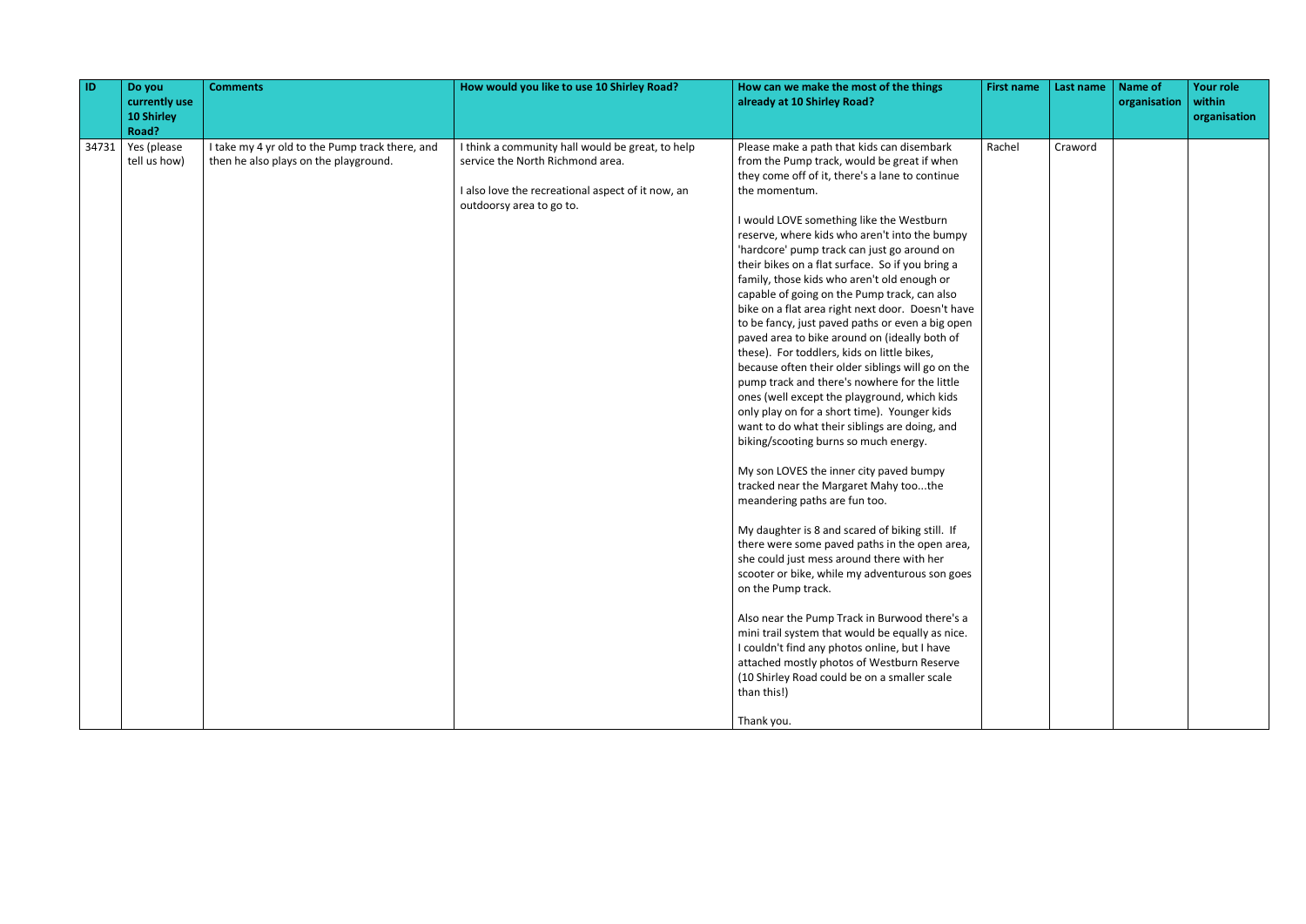| ID | Do you currently use 10 Shirley Road? | Comments | How would you like to use 10 Shirley Road? | How can we make the most of the things already at 10 Shirley Road? | First name | Last name | Name of organisation | Your role within organisation |
|---|---|---|---|---|---|---|---|---|
| 34731 | Yes (please tell us how) | I take my 4 yr old to the Pump track there, and then he also plays on the playground. | I think a community hall would be great, to help service the North Richmond area.<br><br>I also love the recreational aspect of it now, an outdoorsy area to go to. | Please make a path that kids can disembark from the Pump track, would be great if when they come off of it, there's a lane to continue the momentum.<br><br>I would LOVE something like the Westburn reserve, where kids who aren't into the bumpy 'hardcore' pump track can just go around on their bikes on a flat surface. So if you bring a family, those kids who aren't old enough or capable of going on the Pump track, can also bike on a flat area right next door. Doesn't have to be fancy, just paved paths or even a big open paved area to bike around on (ideally both of these). For toddlers, kids on little bikes, because often their older siblings will go on the pump track and there's nowhere for the little ones (well except the playground, which kids only play on for a short time). Younger kids want to do what their siblings are doing, and biking/scooting burns so much energy.<br><br>My son LOVES the inner city paved bumpy tracked near the Margaret Mahy too...the meandering paths are fun too.<br><br>My daughter is 8 and scared of biking still. If there were some paved paths in the open area, she could just mess around there with her scooter or bike, while my adventurous son goes on the Pump track.<br><br>Also near the Pump Track in Burwood there's a mini trail system that would be equally as nice. I couldn't find any photos online, but I have attached mostly photos of Westburn Reserve (10 Shirley Road could be on a smaller scale than this!)<br><br>Thank you. | Rachel | Craword | | |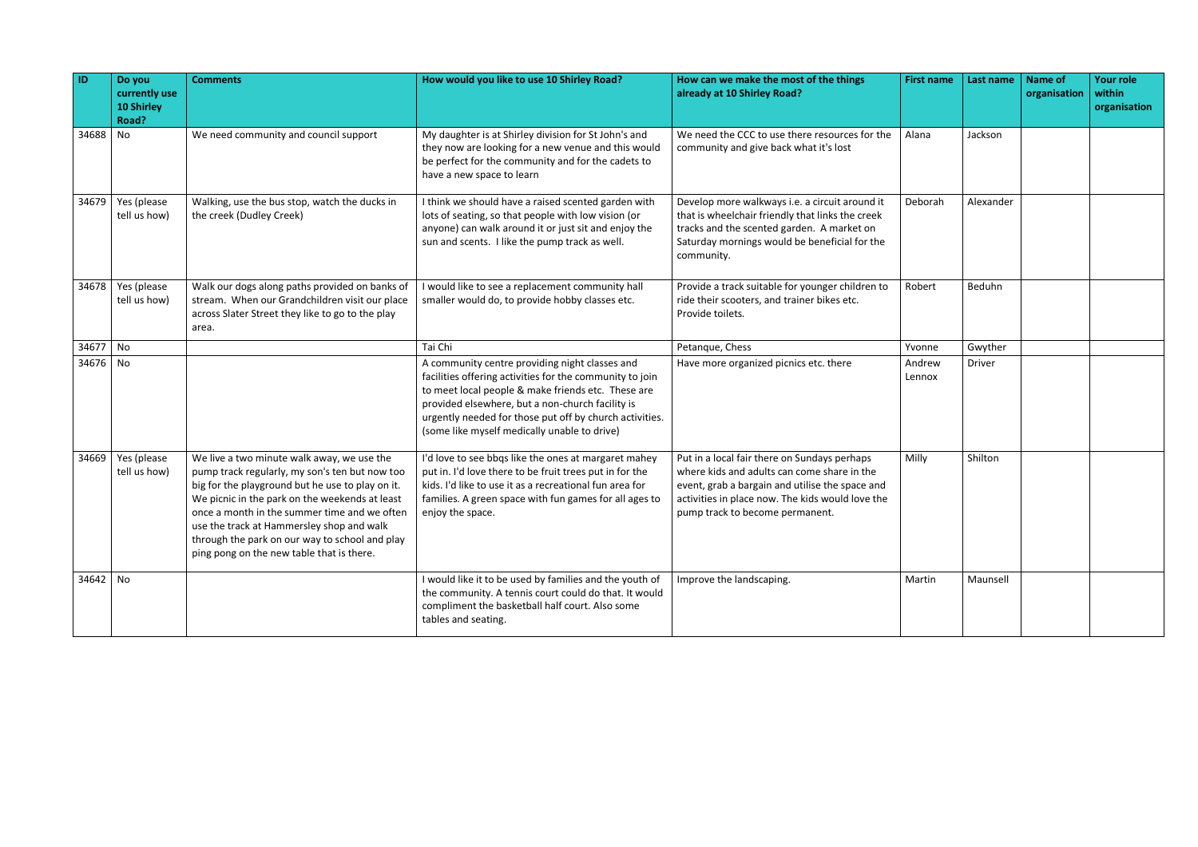| ID | Do you currently use 10 Shirley Road? | Comments | How would you like to use 10 Shirley Road? | How can we make the most of the things already at 10 Shirley Road? | First name | Last name | Name of organisation | Your role within organisation |
|---|---|---|---|---|---|---|---|---|
| 34688 | No | We need community and council support | My daughter is at Shirley division for St John's and they now are looking for a new venue and this would be perfect for the community and for the cadets to have a new space to learn | We need the CCC to use there resources for the community and give back what it's lost | Alana | Jackson | | |
| 34679 | Yes (please tell us how) | Walking, use the bus stop, watch the ducks in the creek (Dudley Creek) | I think we should have a raised scented garden with lots of seating, so that people with low vision (or anyone) can walk around it or just sit and enjoy the sun and scents. I like the pump track as well. | Develop more walkways i.e. a circuit around it that is wheelchair friendly that links the creek tracks and the scented garden. A market on Saturday mornings would be beneficial for the community. | Deborah | Alexander | | |
| 34678 | Yes (please tell us how) | Walk our dogs along paths provided on banks of stream. When our Grandchildren visit our place across Slater Street they like to go to the play area. | I would like to see a replacement community hall smaller would do, to provide hobby classes etc. | Provide a track suitable for younger children to ride their scooters, and trainer bikes etc. Provide toilets. | Robert | Beduhn | | |
| 34677 | No | | Tai Chi | Petanque, Chess | Yvonne | Gwyther | | |
| 34676 | No | | A community centre providing night classes and facilities offering activities for the community to join to meet local people & make friends etc. These are provided elsewhere, but a non-church facility is urgently needed for those put off by church activities. (some like myself medically unable to drive) | Have more organized picnics etc. there | Andrew Lennox | Driver | | |
| 34669 | Yes (please tell us how) | We live a two minute walk away, we use the pump track regularly, my son's ten but now too big for the playground but he use to play on it. We picnic in the park on the weekends at least once a month in the summer time and we often use the track at Hammersley shop and walk through the park on our way to school and play ping pong on the new table that is there. | I'd love to see bbqs like the ones at margaret mahey put in. I'd love there to be fruit trees put in for the kids. I'd like to use it as a recreational fun area for families. A green space with fun games for all ages to enjoy the space. | Put in a local fair there on Sundays perhaps where kids and adults can come share in the event, grab a bargain and utilise the space and activities in place now. The kids would love the pump track to become permanent. | Milly | Shilton | | |
| 34642 | No | | I would like it to be used by families and the youth of the community. A tennis court could do that. It would compliment the basketball half court. Also some tables and seating. | Improve the landscaping. | Martin | Maunsell | | |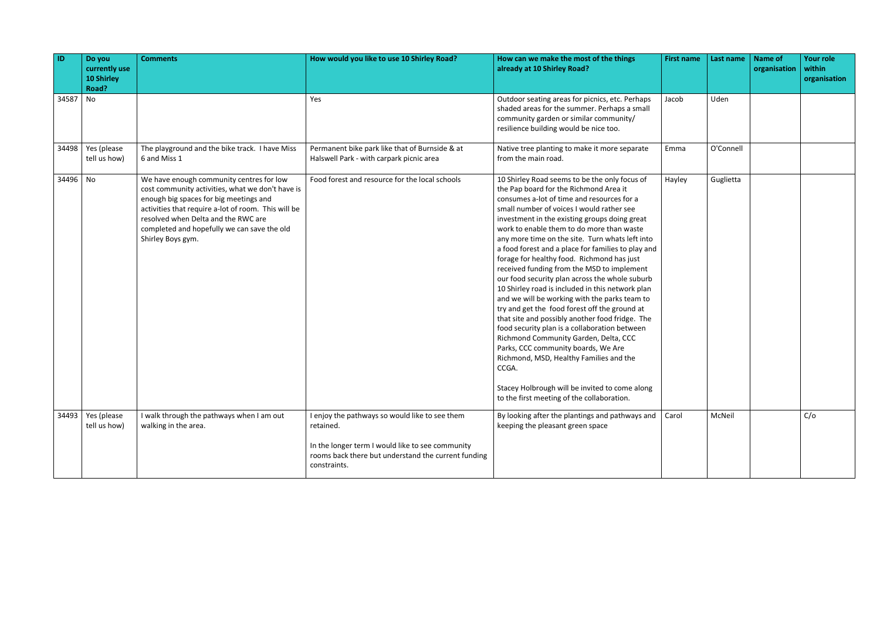| ID | Do you currently use 10 Shirley Road? | Comments | How would you like to use 10 Shirley Road? | How can we make the most of the things already at 10 Shirley Road? | First name | Last name | Name of organisation | Your role within organisation |
|---|---|---|---|---|---|---|---|---|
| 34587 | No | | Yes | Outdoor seating areas for picnics, etc. Perhaps shaded areas for the summer. Perhaps a small community garden or similar community/ resilience building would be nice too. | Jacob | Uden | | |
| 34498 | Yes (please tell us how) | The playground and the bike track. I have Miss 6 and Miss 1 | Permanent bike park like that of Burnside & at Halswell Park - with carpark picnic area | Native tree planting to make it more separate from the main road. | Emma | O'Connell | | |
| 34496 | No | We have enough community centres for low cost community activities, what we don't have is enough big spaces for big meetings and activities that require a-lot of room. This will be resolved when Delta and the RWC are completed and hopefully we can save the old Shirley Boys gym. | Food forest and resource for the local schools | 10 Shirley Road seems to be the only focus of the Pap board for the Richmond Area it consumes a-lot of time and resources for a small number of voices I would rather see investment in the existing groups doing great work to enable them to do more than waste any more time on the site. Turn whats left into a food forest and a place for families to play and forage for healthy food. Richmond has just received funding from the MSD to implement our food security plan across the whole suburb 10 Shirley road is included in this network plan and we will be working with the parks team to try and get the food forest off the ground at that site and possibly another food fridge. The food security plan is a collaboration between Richmond Community Garden, Delta, CCC Parks, CCC community boards, We Are Richmond, MSD, Healthy Families and the CCGA.<br><br>Stacey Holbrough will be invited to come along to the first meeting of the collaboration. | Hayley | Guglietta | | |
| 34493 | Yes (please tell us how) | I walk through the pathways when I am out walking in the area. | I enjoy the pathways so would like to see them retained.<br><br>In the longer term I would like to see community rooms back there but understand the current funding constraints. | By looking after the plantings and pathways and keeping the pleasant green space | Carol | McNeil | | C/o |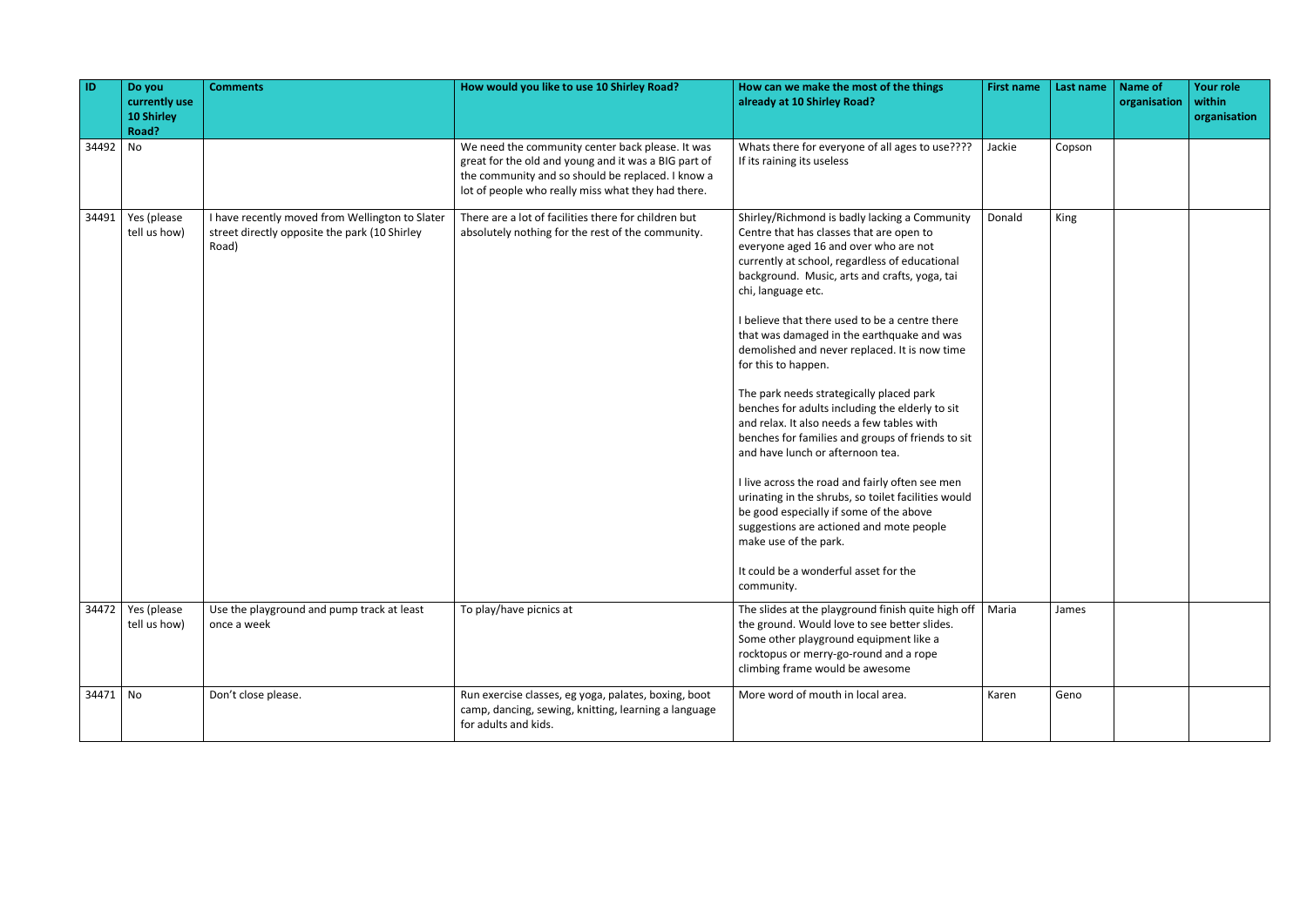| ID | Do you currently use 10 Shirley Road? | Comments | How would you like to use 10 Shirley Road? | How can we make the most of the things already at 10 Shirley Road? | First name | Last name | Name of organisation | Your role within organisation |
|---|---|---|---|---|---|---|---|---|
| 34492 | No | | We need the community center back please. It was great for the old and young and it was a BIG part of the community and so should be replaced. I know a lot of people who really miss what they had there. | Whats there for everyone of all ages to use???? If its raining its useless | Jackie | Copson | | |
| 34491 | Yes (please tell us how) | I have recently moved from Wellington to Slater street directly opposite the park (10 Shirley Road) | There are a lot of facilities there for children but absolutely nothing for the rest of the community. | Shirley/Richmond is badly lacking a Community Centre that has classes that are open to everyone aged 16 and over who are not currently at school, regardless of educational background. Music, arts and crafts, yoga, tai chi, language etc.<br><br>I believe that there used to be a centre there that was damaged in the earthquake and was demolished and never replaced. It is now time for this to happen.<br><br>The park needs strategically placed park benches for adults including the elderly to sit and relax. It also needs a few tables with benches for families and groups of friends to sit and have lunch or afternoon tea.<br><br>I live across the road and fairly often see men urinating in the shrubs, so toilet facilities would be good especially if some of the above suggestions are actioned and mote people make use of the park.<br><br>It could be a wonderful asset for the community. | Donald | King | | |
| 34472 | Yes (please tell us how) | Use the playground and pump track at least once a week | To play/have picnics at | The slides at the playground finish quite high off the ground. Would love to see better slides. Some other playground equipment like a rocktopus or merry-go-round and a rope climbing frame would be awesome | Maria | James | | |
| 34471 | No | Don't close please. | Run exercise classes, eg yoga, palates, boxing, boot camp, dancing, sewing, knitting, learning a language for adults and kids. | More word of mouth in local area. | Karen | Geno | | |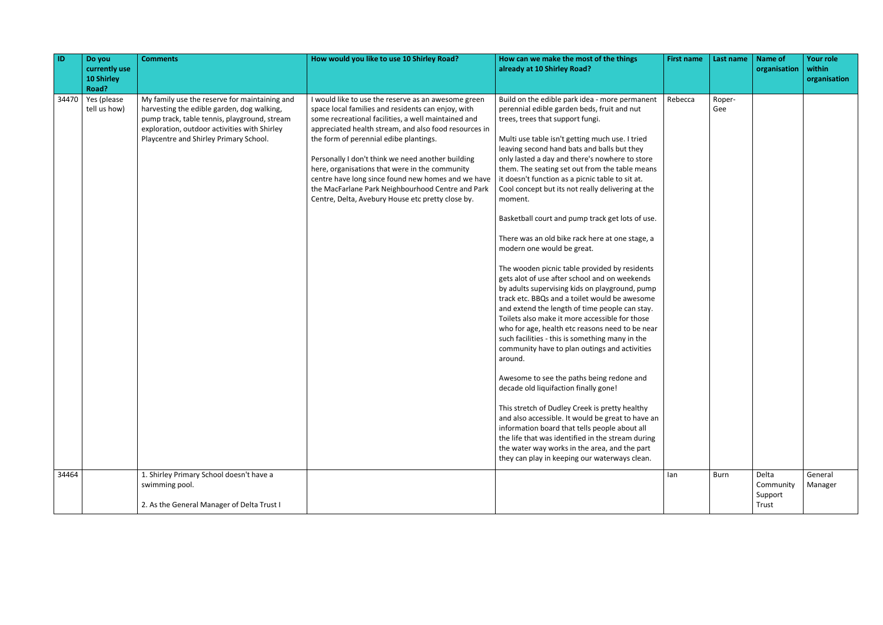| ID | Do you currently use 10 Shirley Road? | Comments | How would you like to use 10 Shirley Road? | How can we make the most of the things already at 10 Shirley Road? | First name | Last name | Name of organisation | Your role within organisation |
|---|---|---|---|---|---|---|---|---|
| 34470 | Yes (please tell us how) | My family use the reserve for maintaining and harvesting the edible garden, dog walking, pump track, table tennis, playground, stream exploration, outdoor activities with Shirley Playcentre and Shirley Primary School. | I would like to use the reserve as an awesome green space local families and residents can enjoy, with some recreational facilities, a well maintained and appreciated health stream, and also food resources in the form of perennial edibe plantings.<br><br>Personally I don't think we need another building here, organisations that were in the community centre have long since found new homes and we have the MacFarlane Park Neighbourhood Centre and Park Centre, Delta, Avebury House etc pretty close by. | Build on the edible park idea - more permanent perennial edible garden beds, fruit and nut trees, trees that support fungi.<br><br>Multi use table isn't getting much use. I tried leaving second hand bats and balls but they only lasted a day and there's nowhere to store them. The seating set out from the table means it doesn't function as a picnic table to sit at. Cool concept but its not really delivering at the moment.<br><br>Basketball court and pump track get lots of use.<br><br>There was an old bike rack here at one stage, a modern one would be great.<br><br>The wooden picnic table provided by residents gets alot of use after school and on weekends by adults supervising kids on playground, pump track etc. BBQs and a toilet would be awesome and extend the length of time people can stay. Toilets also make it more accessible for those who for age, health etc reasons need to be near such facilities - this is something many in the community have to plan outings and activities around.<br><br>Awesome to see the paths being redone and decade old liquifaction finally gone!<br><br>This stretch of Dudley Creek is pretty healthy and also accessible. It would be great to have an information board that tells people about all the life that was identified in the stream during the water way works in the area, and the part they can play in keeping our waterways clean. | Rebecca | Roper-Gee | | |
| 34464 | | 1. Shirley Primary School doesn't have a swimming pool.<br><br>2. As the General Manager of Delta Trust I | | | Ian | Burn | Delta Community Support Trust | General Manager |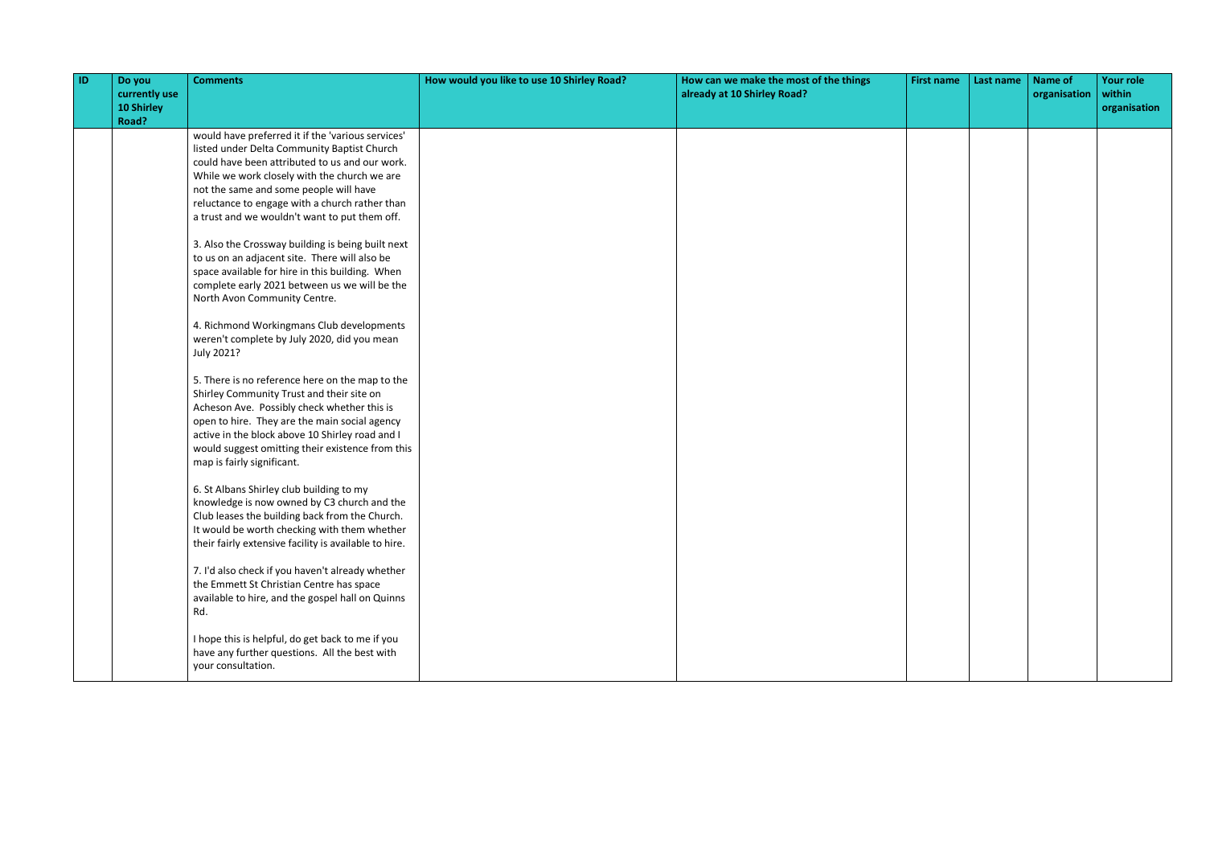| ID | Do you currently use 10 Shirley Road? | Comments | How would you like to use 10 Shirley Road? | How can we make the most of the things already at 10 Shirley Road? | First name | Last name | Name of organisation | Your role within organisation |
|---|---|---|---|---|---|---|---|---|
| | | would have preferred it if the 'various services' listed under Delta Community Baptist Church could have been attributed to us and our work. While we work closely with the church we are not the same and some people will have reluctance to engage with a church rather than a trust and we wouldn't want to put them off.<br><br>3. Also the Crossway building is being built next to us on an adjacent site. There will also be space available for hire in this building. When complete early 2021 between us we will be the North Avon Community Centre.<br><br>4. Richmond Workingmans Club developments weren't complete by July 2020, did you mean July 2021?<br><br>5. There is no reference here on the map to the Shirley Community Trust and their site on Acheson Ave. Possibly check whether this is open to hire. They are the main social agency active in the block above 10 Shirley road and I would suggest omitting their existence from this map is fairly significant.<br><br>6. St Albans Shirley club building to my knowledge is now owned by C3 church and the Club leases the building back from the Church. It would be worth checking with them whether their fairly extensive facility is available to hire.<br><br>7. I'd also check if you haven't already whether the Emmett St Christian Centre has space available to hire, and the gospel hall on Quinns Rd.<br><br>I hope this is helpful, do get back to me if you have any further questions. All the best with your consultation. | | | | | | |